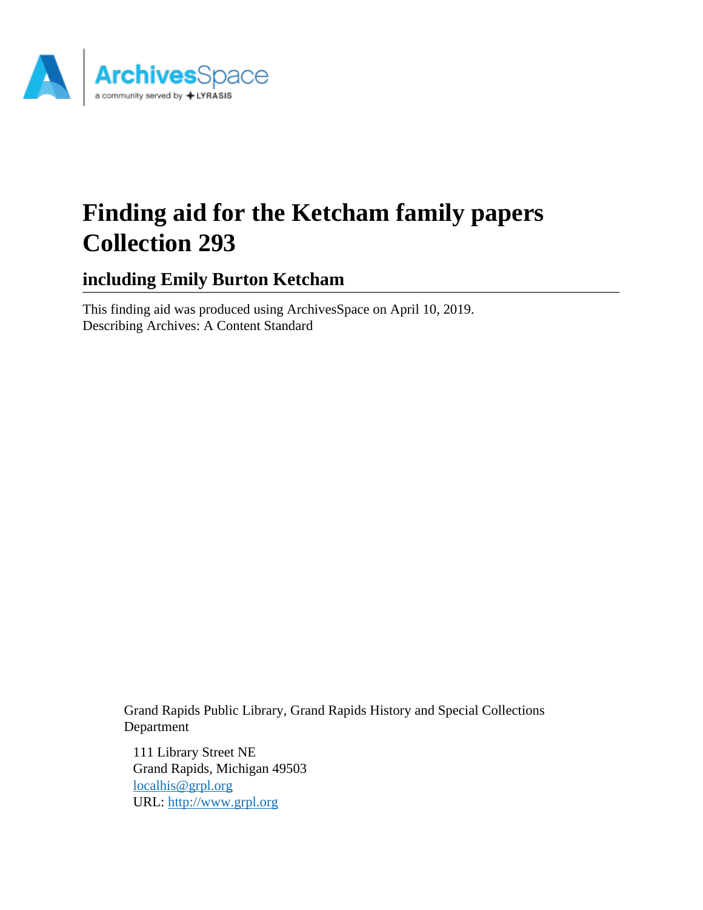# Finding aid for the Ketcham family papers Collection 293

## including Emily Burton Ketcham

This finding aid was produced using ArchivesSpace on April 10, 2019.
Describing Archives: A Content Standard

Grand Rapids Public Library, Grand Rapids History and Special Collections Department

111 Library Street NE
Grand Rapids, Michigan 49503
localhis@grpl.org
URL: http://www.grpl.org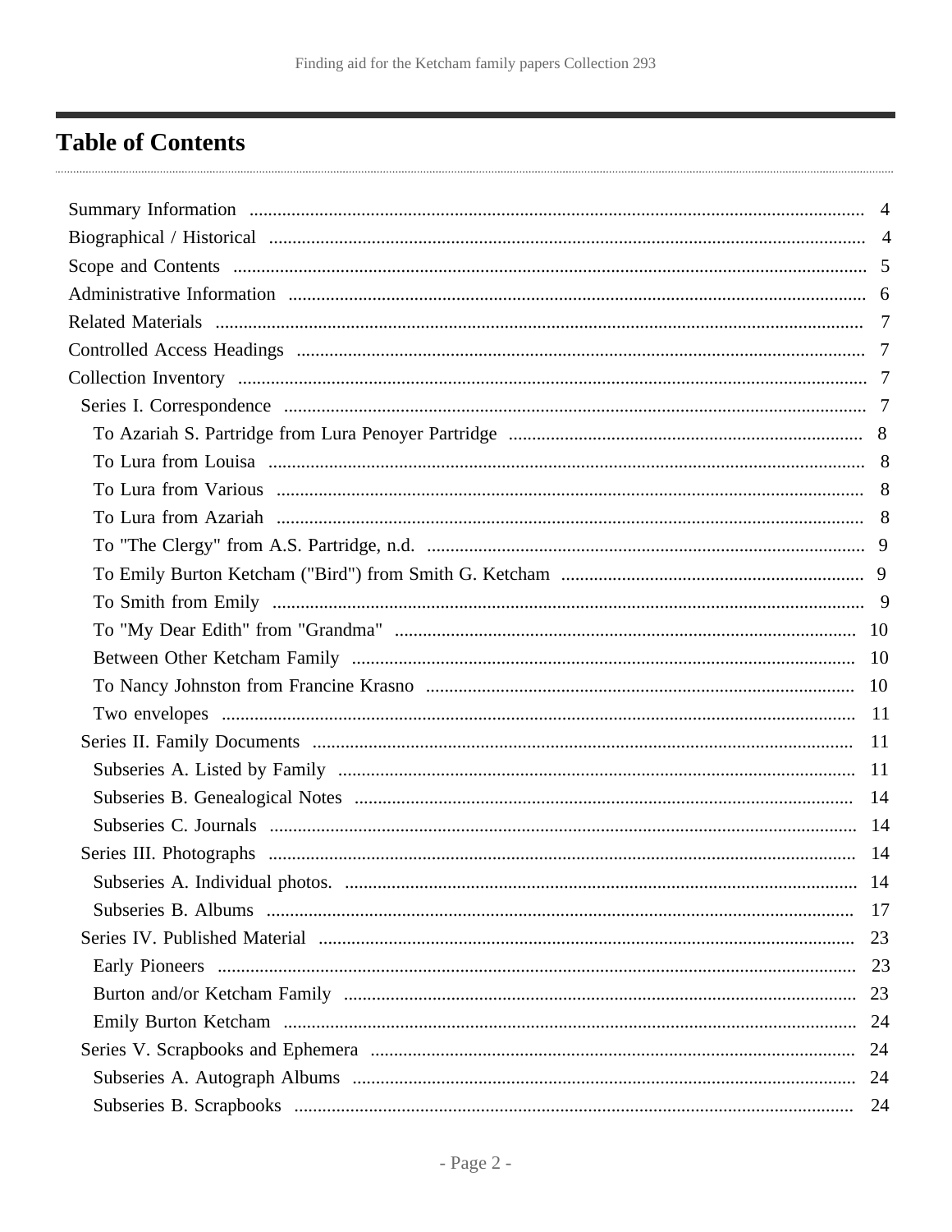## Table of Contents

- Summary Information ........ 4
- Biographical / Historical ........ 4
- Scope and Contents ........ 5
- Administrative Information ........ 6
- Related Materials ........ 7
- Controlled Access Headings ........ 7
- Collection Inventory ........ 7
  - Series I. Correspondence ........ 7
    - To Azariah S. Partridge from Lura Penoyer Partridge ........ 8
    - To Lura from Louisa ........ 8
    - To Lura from Various ........ 8
    - To Lura from Azariah ........ 8
    - To "The Clergy" from A.S. Partridge, n.d. ........ 9
    - To Emily Burton Ketcham ("Bird") from Smith G. Ketcham ........ 9
    - To Smith from Emily ........ 9
    - To "My Dear Edith" from "Grandma" ........ 10
    - Between Other Ketcham Family ........ 10
    - To Nancy Johnston from Francine Krasno ........ 10
    - Two envelopes ........ 11
  - Series II. Family Documents ........ 11
    - Subseries A. Listed by Family ........ 11
    - Subseries B. Genealogical Notes ........ 14
    - Subseries C. Journals ........ 14
  - Series III. Photographs ........ 14
    - Subseries A. Individual photos. ........ 14
    - Subseries B. Albums ........ 17
  - Series IV. Published Material ........ 23
    - Early Pioneers ........ 23
    - Burton and/or Ketcham Family ........ 23
    - Emily Burton Ketcham ........ 24
  - Series V. Scrapbooks and Ephemera ........ 24
    - Subseries A. Autograph Albums ........ 24
    - Subseries B. Scrapbooks ........ 24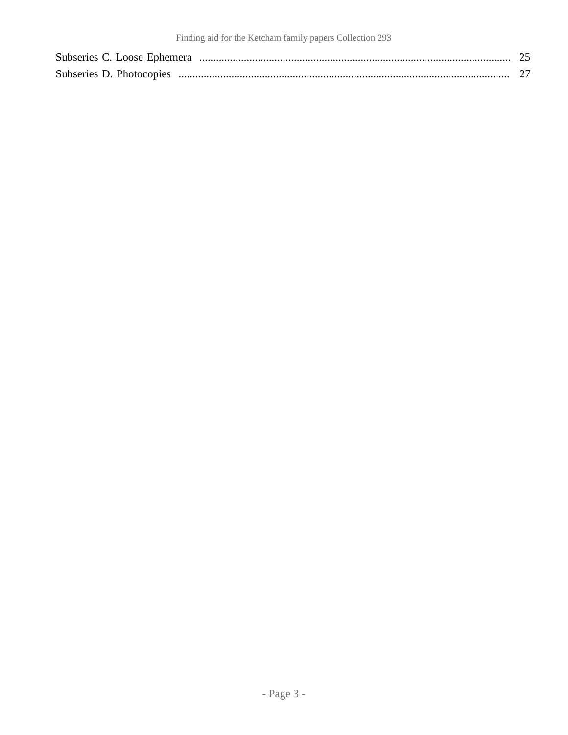Subseries C. Loose Ephemera ........................................................................................................ 25
Subseries D. Photocopies ............................................................................................................. 27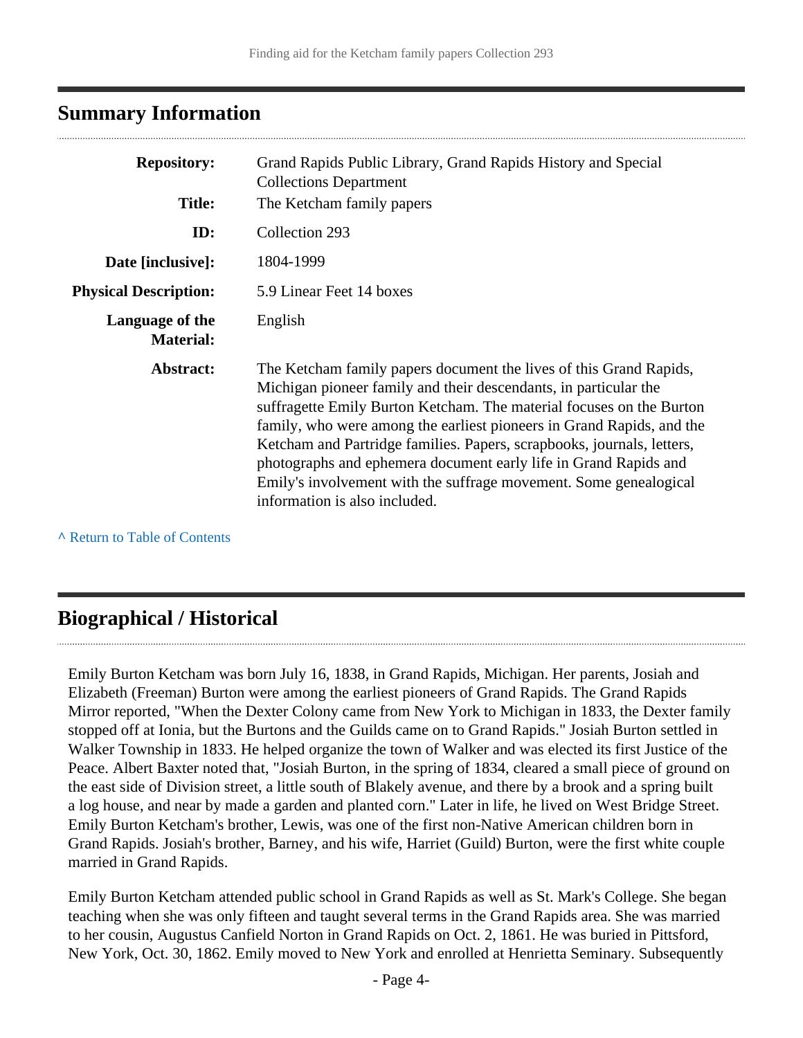## Summary Information

| | |
|---|---|
| **Repository:** | Grand Rapids Public Library, Grand Rapids History and Special Collections Department |
| **Title:** | The Ketcham family papers |
| **ID:** | Collection 293 |
| **Date [inclusive]:** | 1804-1999 |
| **Physical Description:** | 5.9 Linear Feet 14 boxes |
| **Language of the Material:** | English |
| **Abstract:** | The Ketcham family papers document the lives of this Grand Rapids, Michigan pioneer family and their descendants, in particular the suffragette Emily Burton Ketcham. The material focuses on the Burton family, who were among the earliest pioneers in Grand Rapids, and the Ketcham and Partridge families. Papers, scrapbooks, journals, letters, photographs and ephemera document early life in Grand Rapids and Emily's involvement with the suffrage movement. Some genealogical information is also included. |

^ Return to Table of Contents

## Biographical / Historical

Emily Burton Ketcham was born July 16, 1838, in Grand Rapids, Michigan. Her parents, Josiah and Elizabeth (Freeman) Burton were among the earliest pioneers of Grand Rapids. The Grand Rapids Mirror reported, "When the Dexter Colony came from New York to Michigan in 1833, the Dexter family stopped off at Ionia, but the Burtons and the Guilds came on to Grand Rapids." Josiah Burton settled in Walker Township in 1833. He helped organize the town of Walker and was elected its first Justice of the Peace. Albert Baxter noted that, "Josiah Burton, in the spring of 1834, cleared a small piece of ground on the east side of Division street, a little south of Blakely avenue, and there by a brook and a spring built a log house, and near by made a garden and planted corn." Later in life, he lived on West Bridge Street. Emily Burton Ketcham's brother, Lewis, was one of the first non-Native American children born in Grand Rapids. Josiah's brother, Barney, and his wife, Harriet (Guild) Burton, were the first white couple married in Grand Rapids.

Emily Burton Ketcham attended public school in Grand Rapids as well as St. Mark's College. She began teaching when she was only fifteen and taught several terms in the Grand Rapids area. She was married to her cousin, Augustus Canfield Norton in Grand Rapids on Oct. 2, 1861. He was buried in Pittsford, New York, Oct. 30, 1862. Emily moved to New York and enrolled at Henrietta Seminary. Subsequently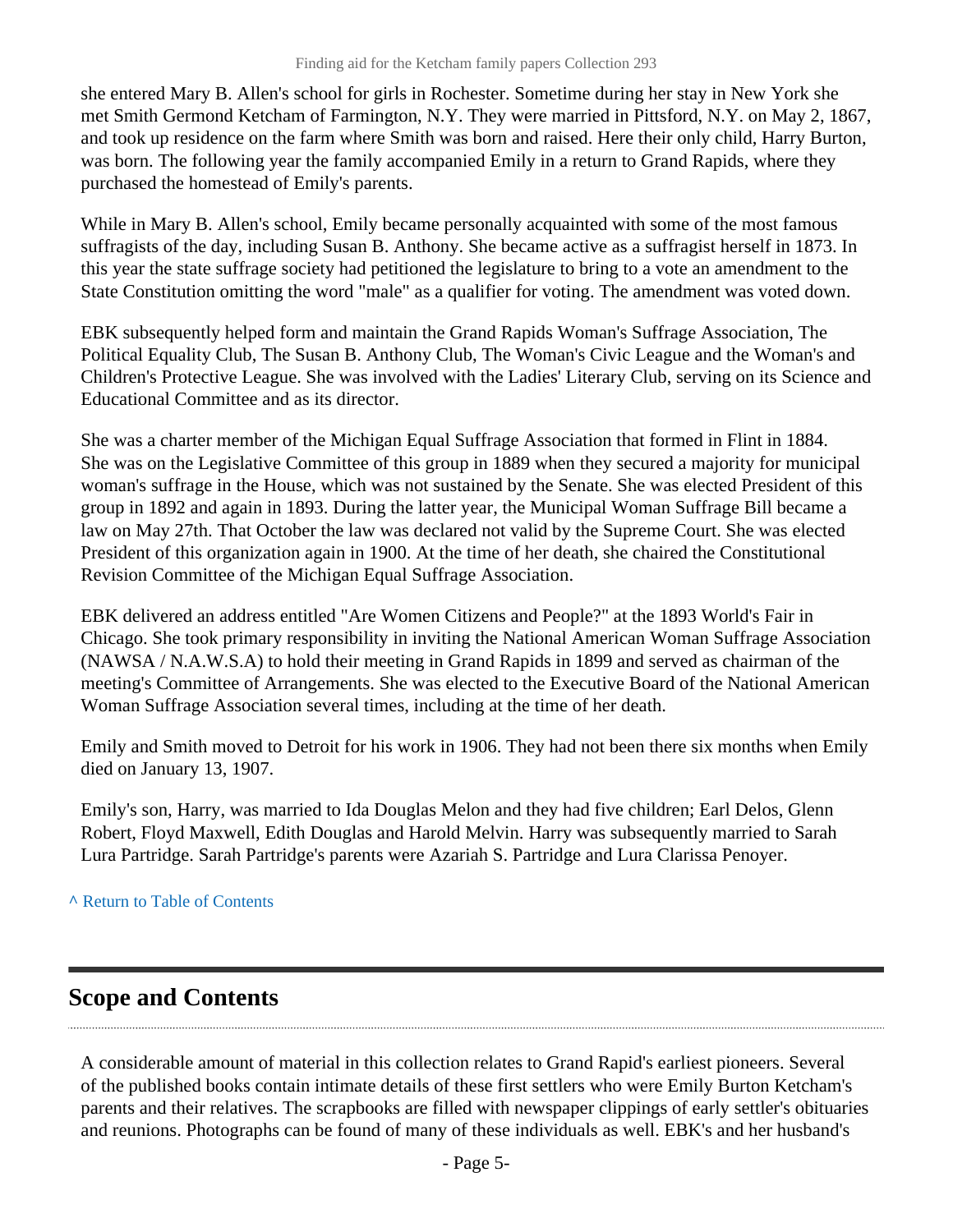she entered Mary B. Allen's school for girls in Rochester. Sometime during her stay in New York she met Smith Germond Ketcham of Farmington, N.Y. They were married in Pittsford, N.Y. on May 2, 1867, and took up residence on the farm where Smith was born and raised. Here their only child, Harry Burton, was born. The following year the family accompanied Emily in a return to Grand Rapids, where they purchased the homestead of Emily's parents.

While in Mary B. Allen's school, Emily became personally acquainted with some of the most famous suffragists of the day, including Susan B. Anthony. She became active as a suffragist herself in 1873. In this year the state suffrage society had petitioned the legislature to bring to a vote an amendment to the State Constitution omitting the word "male" as a qualifier for voting. The amendment was voted down.

EBK subsequently helped form and maintain the Grand Rapids Woman's Suffrage Association, The Political Equality Club, The Susan B. Anthony Club, The Woman's Civic League and the Woman's and Children's Protective League. She was involved with the Ladies' Literary Club, serving on its Science and Educational Committee and as its director.

She was a charter member of the Michigan Equal Suffrage Association that formed in Flint in 1884. She was on the Legislative Committee of this group in 1889 when they secured a majority for municipal woman's suffrage in the House, which was not sustained by the Senate. She was elected President of this group in 1892 and again in 1893. During the latter year, the Municipal Woman Suffrage Bill became a law on May 27th. That October the law was declared not valid by the Supreme Court. She was elected President of this organization again in 1900. At the time of her death, she chaired the Constitutional Revision Committee of the Michigan Equal Suffrage Association.

EBK delivered an address entitled "Are Women Citizens and People?" at the 1893 World's Fair in Chicago. She took primary responsibility in inviting the National American Woman Suffrage Association (NAWSA / N.A.W.S.A) to hold their meeting in Grand Rapids in 1899 and served as chairman of the meeting's Committee of Arrangements. She was elected to the Executive Board of the National American Woman Suffrage Association several times, including at the time of her death.

Emily and Smith moved to Detroit for his work in 1906. They had not been there six months when Emily died on January 13, 1907.

Emily's son, Harry, was married to Ida Douglas Melon and they had five children; Earl Delos, Glenn Robert, Floyd Maxwell, Edith Douglas and Harold Melvin. Harry was subsequently married to Sarah Lura Partridge. Sarah Partridge's parents were Azariah S. Partridge and Lura Clarissa Penoyer.

^ Return to Table of Contents

## Scope and Contents

A considerable amount of material in this collection relates to Grand Rapid's earliest pioneers. Several of the published books contain intimate details of these first settlers who were Emily Burton Ketcham's parents and their relatives. The scrapbooks are filled with newspaper clippings of early settler's obituaries and reunions. Photographs can be found of many of these individuals as well. EBK's and her husband's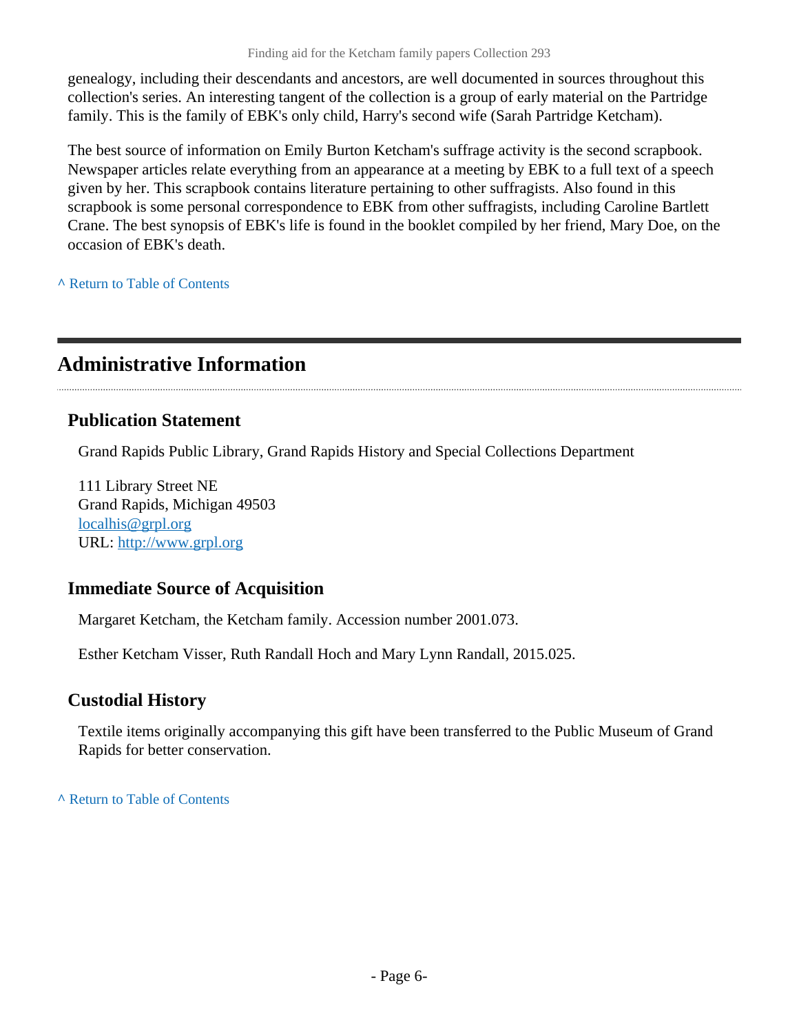genealogy, including their descendants and ancestors, are well documented in sources throughout this collection's series. An interesting tangent of the collection is a group of early material on the Partridge family. This is the family of EBK's only child, Harry's second wife (Sarah Partridge Ketcham).

The best source of information on Emily Burton Ketcham's suffrage activity is the second scrapbook. Newspaper articles relate everything from an appearance at a meeting by EBK to a full text of a speech given by her. This scrapbook contains literature pertaining to other suffragists. Also found in this scrapbook is some personal correspondence to EBK from other suffragists, including Caroline Bartlett Crane. The best synopsis of EBK's life is found in the booklet compiled by her friend, Mary Doe, on the occasion of EBK's death.

^ Return to Table of Contents

## Administrative Information

### Publication Statement

Grand Rapids Public Library, Grand Rapids History and Special Collections Department

111 Library Street NE
Grand Rapids, Michigan 49503
localhis@grpl.org
URL: http://www.grpl.org

### Immediate Source of Acquisition

Margaret Ketcham, the Ketcham family. Accession number 2001.073.

Esther Ketcham Visser, Ruth Randall Hoch and Mary Lynn Randall, 2015.025.

### Custodial History

Textile items originally accompanying this gift have been transferred to the Public Museum of Grand Rapids for better conservation.

^ Return to Table of Contents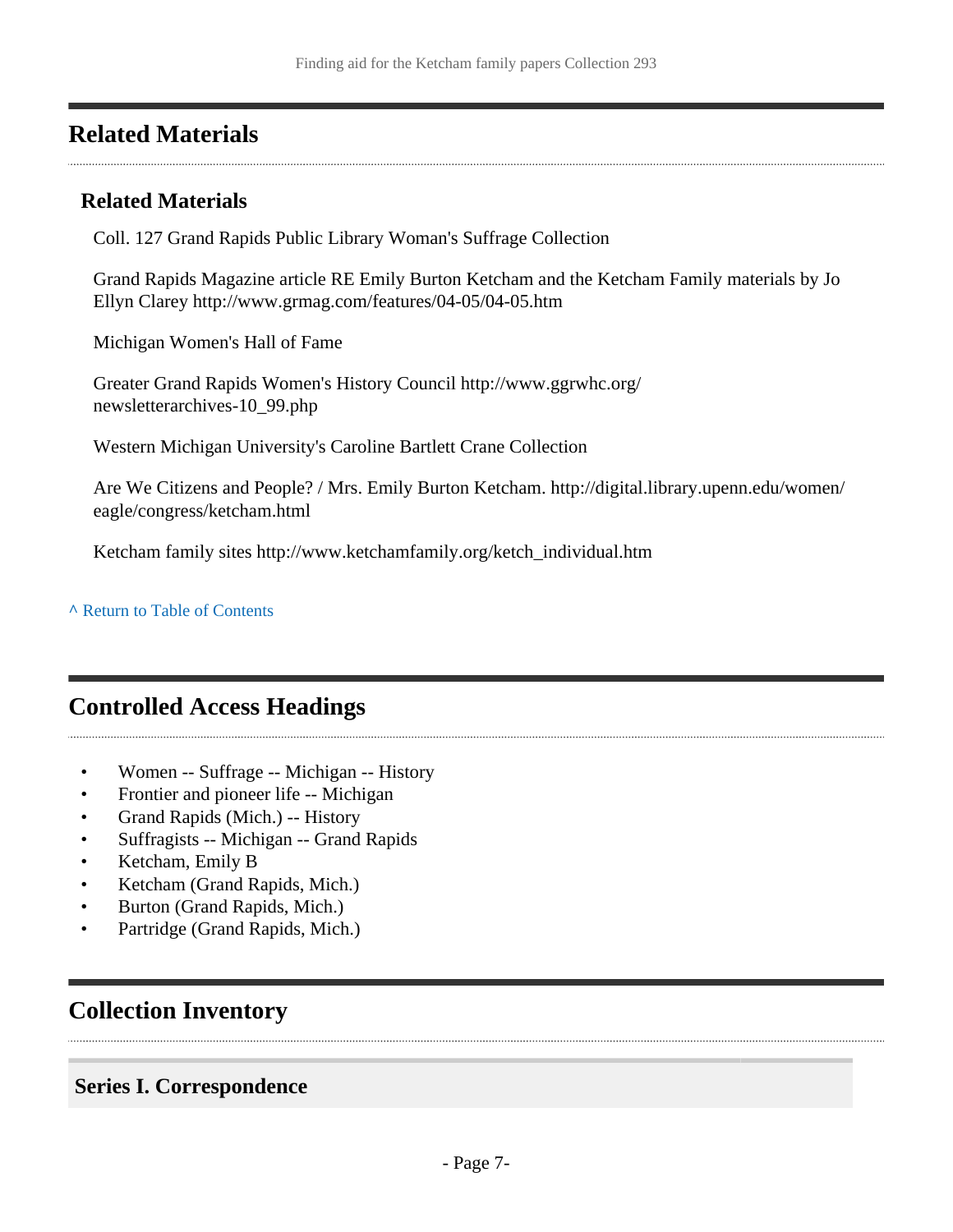## Related Materials

### Related Materials

Coll. 127 Grand Rapids Public Library Woman's Suffrage Collection

Grand Rapids Magazine article RE Emily Burton Ketcham and the Ketcham Family materials by Jo Ellyn Clarey http://www.grmag.com/features/04-05/04-05.htm

Michigan Women's Hall of Fame

Greater Grand Rapids Women's History Council http://www.ggrwhc.org/newsletterarchives-10_99.php

Western Michigan University's Caroline Bartlett Crane Collection

Are We Citizens and People? / Mrs. Emily Burton Ketcham. http://digital.library.upenn.edu/women/eagle/congress/ketcham.html

Ketcham family sites http://www.ketchamfamily.org/ketch_individual.htm

^ Return to Table of Contents

## Controlled Access Headings

- Women -- Suffrage -- Michigan -- History
- Frontier and pioneer life -- Michigan
- Grand Rapids (Mich.) -- History
- Suffragists -- Michigan -- Grand Rapids
- Ketcham, Emily B
- Ketcham (Grand Rapids, Mich.)
- Burton (Grand Rapids, Mich.)
- Partridge (Grand Rapids, Mich.)

## Collection Inventory

### Series I. Correspondence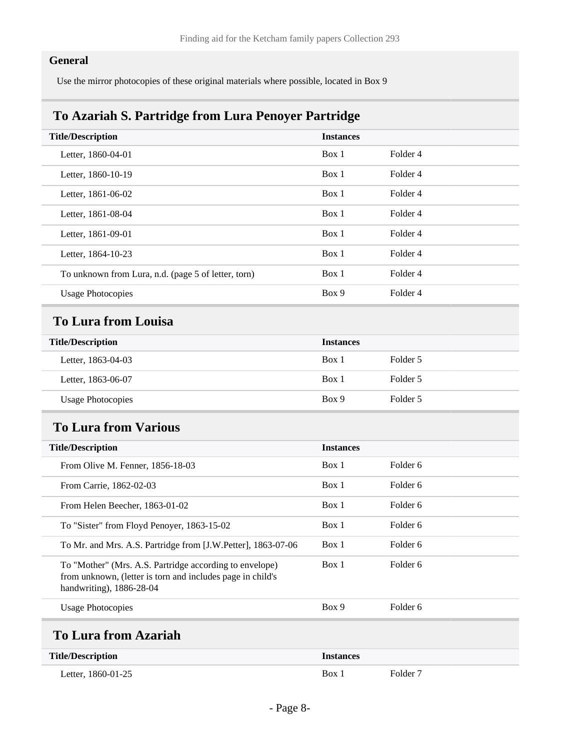### General

Use the mirror photocopies of these original materials where possible, located in Box 9

## To Azariah S. Partridge from Lura Penoyer Partridge

| Title/Description | Instances | |
|---|---|---|
| Letter, 1860-04-01 | Box 1 | Folder 4 |
| Letter, 1860-10-19 | Box 1 | Folder 4 |
| Letter, 1861-06-02 | Box 1 | Folder 4 |
| Letter, 1861-08-04 | Box 1 | Folder 4 |
| Letter, 1861-09-01 | Box 1 | Folder 4 |
| Letter, 1864-10-23 | Box 1 | Folder 4 |
| To unknown from Lura, n.d. (page 5 of letter, torn) | Box 1 | Folder 4 |
| Usage Photocopies | Box 9 | Folder 4 |

## To Lura from Louisa

| Title/Description | Instances | |
|---|---|---|
| Letter, 1863-04-03 | Box 1 | Folder 5 |
| Letter, 1863-06-07 | Box 1 | Folder 5 |
| Usage Photocopies | Box 9 | Folder 5 |

## To Lura from Various

| Title/Description | Instances | |
|---|---|---|
| From Olive M. Fenner, 1856-18-03 | Box 1 | Folder 6 |
| From Carrie, 1862-02-03 | Box 1 | Folder 6 |
| From Helen Beecher, 1863-01-02 | Box 1 | Folder 6 |
| To "Sister" from Floyd Penoyer, 1863-15-02 | Box 1 | Folder 6 |
| To Mr. and Mrs. A.S. Partridge from [J.W.Petter], 1863-07-06 | Box 1 | Folder 6 |
| To "Mother" (Mrs. A.S. Partridge according to envelope) from unknown, (letter is torn and includes page in child's handwriting), 1886-28-04 | Box 1 | Folder 6 |
| Usage Photocopies | Box 9 | Folder 6 |

## To Lura from Azariah

| Title/Description | Instances | |
|---|---|---|
| Letter, 1860-01-25 | Box 1 | Folder 7 |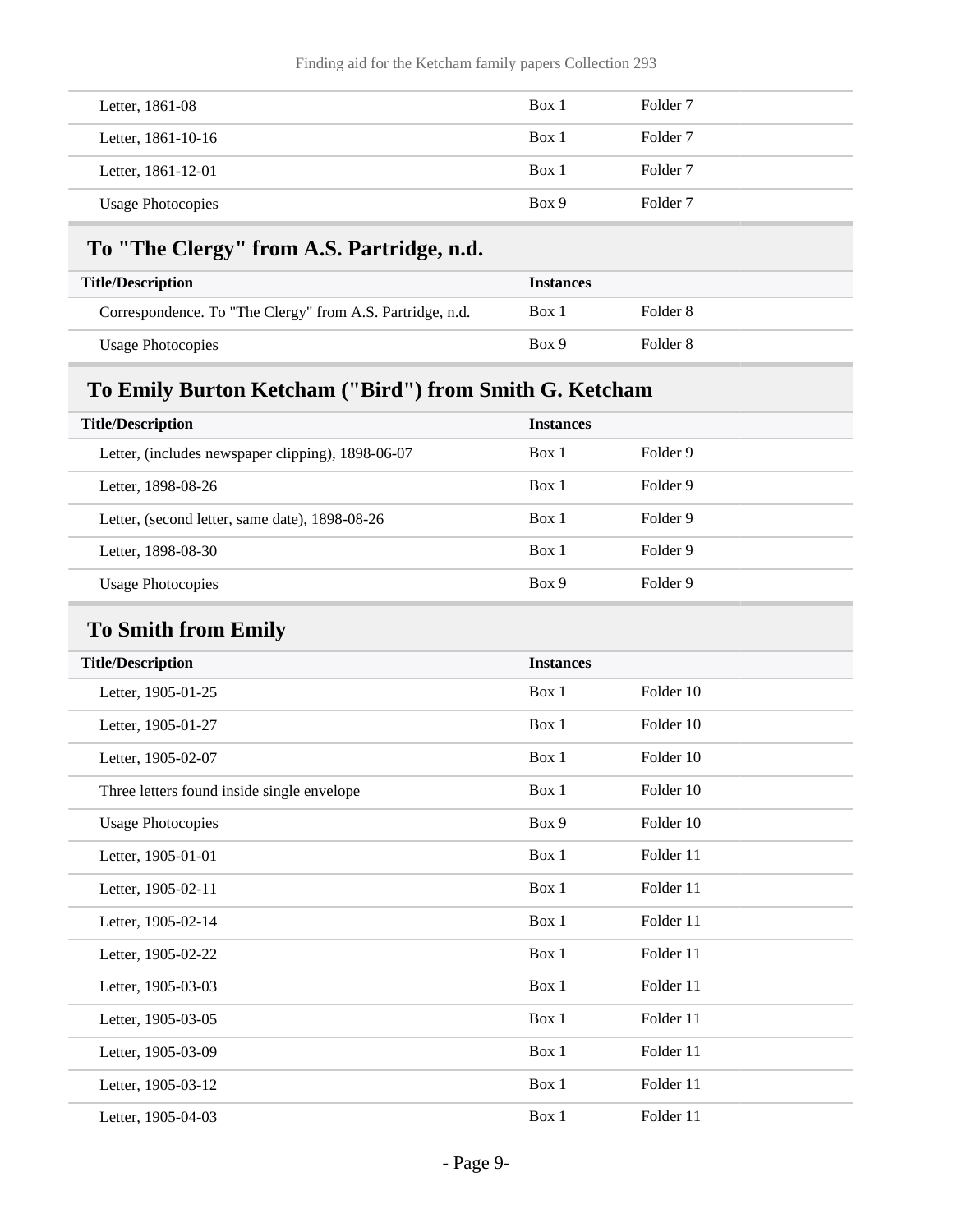| | | |
|---|---|---|
| Letter, 1861-08 | Box 1 | Folder 7 |
| Letter, 1861-10-16 | Box 1 | Folder 7 |
| Letter, 1861-12-01 | Box 1 | Folder 7 |
| Usage Photocopies | Box 9 | Folder 7 |

## To "The Clergy" from A.S. Partridge, n.d.

| Title/Description | Instances | |
|---|---|---|
| Correspondence. To "The Clergy" from A.S. Partridge, n.d. | Box 1 | Folder 8 |
| Usage Photocopies | Box 9 | Folder 8 |

## To Emily Burton Ketcham ("Bird") from Smith G. Ketcham

| Title/Description | Instances | |
|---|---|---|
| Letter, (includes newspaper clipping), 1898-06-07 | Box 1 | Folder 9 |
| Letter, 1898-08-26 | Box 1 | Folder 9 |
| Letter, (second letter, same date), 1898-08-26 | Box 1 | Folder 9 |
| Letter, 1898-08-30 | Box 1 | Folder 9 |
| Usage Photocopies | Box 9 | Folder 9 |

## To Smith from Emily

| Title/Description | Instances | |
|---|---|---|
| Letter, 1905-01-25 | Box 1 | Folder 10 |
| Letter, 1905-01-27 | Box 1 | Folder 10 |
| Letter, 1905-02-07 | Box 1 | Folder 10 |
| Three letters found inside single envelope | Box 1 | Folder 10 |
| Usage Photocopies | Box 9 | Folder 10 |
| Letter, 1905-01-01 | Box 1 | Folder 11 |
| Letter, 1905-02-11 | Box 1 | Folder 11 |
| Letter, 1905-02-14 | Box 1 | Folder 11 |
| Letter, 1905-02-22 | Box 1 | Folder 11 |
| Letter, 1905-03-03 | Box 1 | Folder 11 |
| Letter, 1905-03-05 | Box 1 | Folder 11 |
| Letter, 1905-03-09 | Box 1 | Folder 11 |
| Letter, 1905-03-12 | Box 1 | Folder 11 |
| Letter, 1905-04-03 | Box 1 | Folder 11 |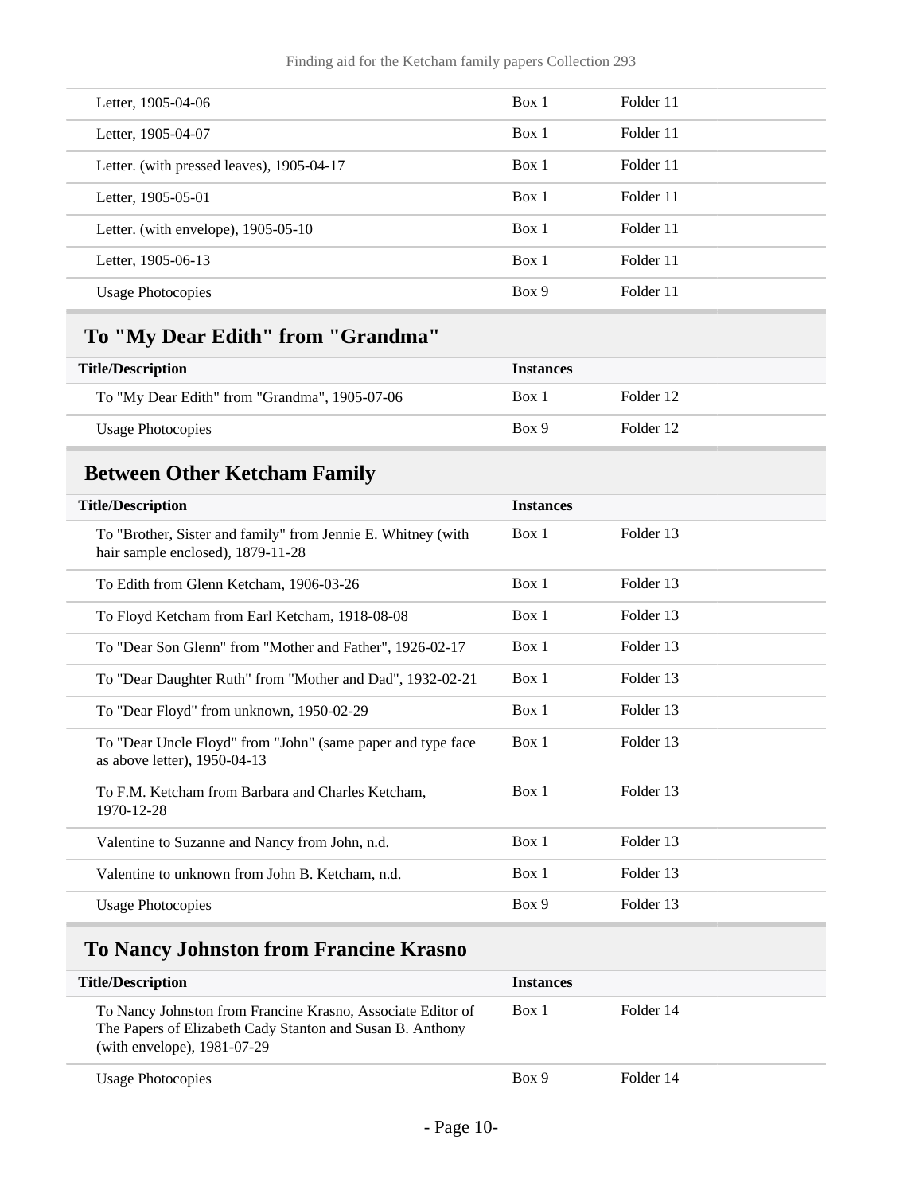| | | |
|---|---|---|
| Letter, 1905-04-06 | Box 1 | Folder 11 |
| Letter, 1905-04-07 | Box 1 | Folder 11 |
| Letter. (with pressed leaves), 1905-04-17 | Box 1 | Folder 11 |
| Letter, 1905-05-01 | Box 1 | Folder 11 |
| Letter. (with envelope), 1905-05-10 | Box 1 | Folder 11 |
| Letter, 1905-06-13 | Box 1 | Folder 11 |
| Usage Photocopies | Box 9 | Folder 11 |

## To "My Dear Edith" from "Grandma"

| Title/Description | Instances | |
|---|---|---|
| To "My Dear Edith" from "Grandma", 1905-07-06 | Box 1 | Folder 12 |
| Usage Photocopies | Box 9 | Folder 12 |

## Between Other Ketcham Family

| Title/Description | Instances | |
|---|---|---|
| To "Brother, Sister and family" from Jennie E. Whitney (with hair sample enclosed), 1879-11-28 | Box 1 | Folder 13 |
| To Edith from Glenn Ketcham, 1906-03-26 | Box 1 | Folder 13 |
| To Floyd Ketcham from Earl Ketcham, 1918-08-08 | Box 1 | Folder 13 |
| To "Dear Son Glenn" from "Mother and Father", 1926-02-17 | Box 1 | Folder 13 |
| To "Dear Daughter Ruth" from "Mother and Dad", 1932-02-21 | Box 1 | Folder 13 |
| To "Dear Floyd" from unknown, 1950-02-29 | Box 1 | Folder 13 |
| To "Dear Uncle Floyd" from "John" (same paper and type face as above letter), 1950-04-13 | Box 1 | Folder 13 |
| To F.M. Ketcham from Barbara and Charles Ketcham, 1970-12-28 | Box 1 | Folder 13 |
| Valentine to Suzanne and Nancy from John, n.d. | Box 1 | Folder 13 |
| Valentine to unknown from John B. Ketcham, n.d. | Box 1 | Folder 13 |
| Usage Photocopies | Box 9 | Folder 13 |

## To Nancy Johnston from Francine Krasno

| Title/Description | Instances | |
|---|---|---|
| To Nancy Johnston from Francine Krasno, Associate Editor of The Papers of Elizabeth Cady Stanton and Susan B. Anthony (with envelope), 1981-07-29 | Box 1 | Folder 14 |
| Usage Photocopies | Box 9 | Folder 14 |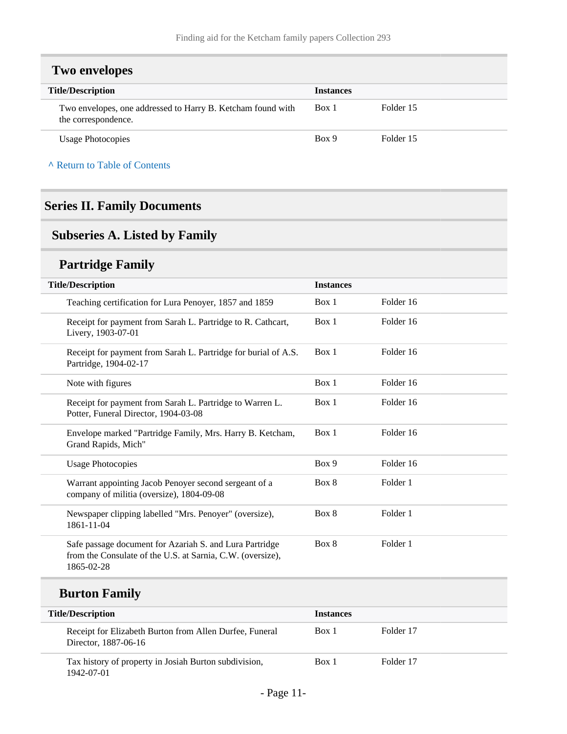## Two envelopes

| Title/Description | Instances | |
|---|---|---|
| Two envelopes, one addressed to Harry B. Ketcham found with the correspondence. | Box 1 | Folder 15 |
| Usage Photocopies | Box 9 | Folder 15 |

^ Return to Table of Contents

# Series II. Family Documents

## Subseries A. Listed by Family

### Partridge Family

| Title/Description | Instances | |
|---|---|---|
| Teaching certification for Lura Penoyer, 1857 and 1859 | Box 1 | Folder 16 |
| Receipt for payment from Sarah L. Partridge to R. Cathcart, Livery, 1903-07-01 | Box 1 | Folder 16 |
| Receipt for payment from Sarah L. Partridge for burial of A.S. Partridge, 1904-02-17 | Box 1 | Folder 16 |
| Note with figures | Box 1 | Folder 16 |
| Receipt for payment from Sarah L. Partridge to Warren L. Potter, Funeral Director, 1904-03-08 | Box 1 | Folder 16 |
| Envelope marked "Partridge Family, Mrs. Harry B. Ketcham, Grand Rapids, Mich" | Box 1 | Folder 16 |
| Usage Photocopies | Box 9 | Folder 16 |
| Warrant appointing Jacob Penoyer second sergeant of a company of militia (oversize), 1804-09-08 | Box 8 | Folder 1 |
| Newspaper clipping labelled "Mrs. Penoyer" (oversize), 1861-11-04 | Box 8 | Folder 1 |
| Safe passage document for Azariah S. and Lura Partridge from the Consulate of the U.S. at Sarnia, C.W. (oversize), 1865-02-28 | Box 8 | Folder 1 |

### Burton Family

| Title/Description | Instances | |
|---|---|---|
| Receipt for Elizabeth Burton from Allen Durfee, Funeral Director, 1887-06-16 | Box 1 | Folder 17 |
| Tax history of property in Josiah Burton subdivision, 1942-07-01 | Box 1 | Folder 17 |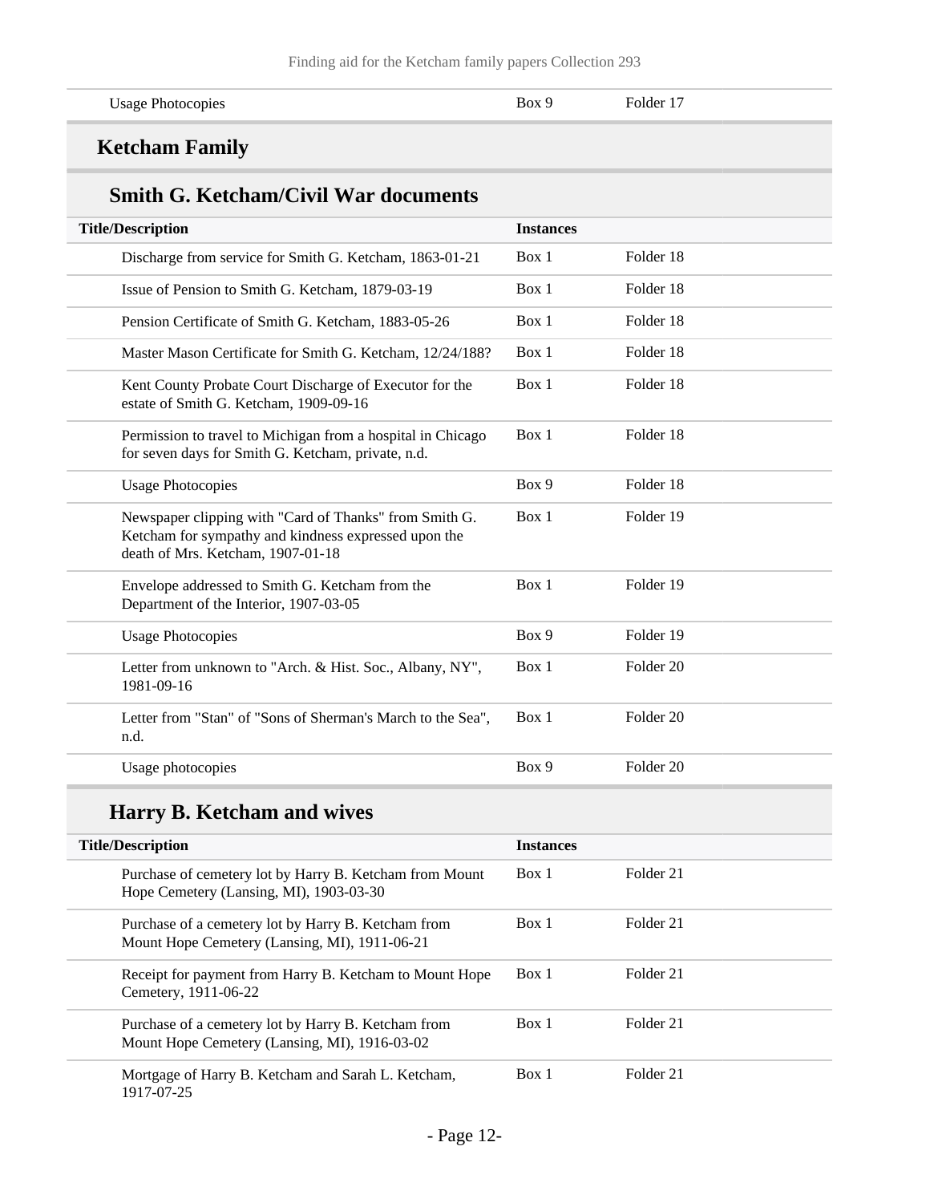| | | |
|---|---|---|
| Usage Photocopies | Box 9 | Folder 17 |

## Ketcham Family

### Smith G. Ketcham/Civil War documents

| Title/Description | Instances | |
|---|---|---|
| Discharge from service for Smith G. Ketcham, 1863-01-21 | Box 1 | Folder 18 |
| Issue of Pension to Smith G. Ketcham, 1879-03-19 | Box 1 | Folder 18 |
| Pension Certificate of Smith G. Ketcham, 1883-05-26 | Box 1 | Folder 18 |
| Master Mason Certificate for Smith G. Ketcham, 12/24/188? | Box 1 | Folder 18 |
| Kent County Probate Court Discharge of Executor for the estate of Smith G. Ketcham, 1909-09-16 | Box 1 | Folder 18 |
| Permission to travel to Michigan from a hospital in Chicago for seven days for Smith G. Ketcham, private, n.d. | Box 1 | Folder 18 |
| Usage Photocopies | Box 9 | Folder 18 |
| Newspaper clipping with "Card of Thanks" from Smith G. Ketcham for sympathy and kindness expressed upon the death of Mrs. Ketcham, 1907-01-18 | Box 1 | Folder 19 |
| Envelope addressed to Smith G. Ketcham from the Department of the Interior, 1907-03-05 | Box 1 | Folder 19 |
| Usage Photocopies | Box 9 | Folder 19 |
| Letter from unknown to "Arch. & Hist. Soc., Albany, NY", 1981-09-16 | Box 1 | Folder 20 |
| Letter from "Stan" of "Sons of Sherman's March to the Sea", n.d. | Box 1 | Folder 20 |
| Usage photocopies | Box 9 | Folder 20 |

### Harry B. Ketcham and wives

| Title/Description | Instances | |
|---|---|---|
| Purchase of cemetery lot by Harry B. Ketcham from Mount Hope Cemetery (Lansing, MI), 1903-03-30 | Box 1 | Folder 21 |
| Purchase of a cemetery lot by Harry B. Ketcham from Mount Hope Cemetery (Lansing, MI), 1911-06-21 | Box 1 | Folder 21 |
| Receipt for payment from Harry B. Ketcham to Mount Hope Cemetery, 1911-06-22 | Box 1 | Folder 21 |
| Purchase of a cemetery lot by Harry B. Ketcham from Mount Hope Cemetery (Lansing, MI), 1916-03-02 | Box 1 | Folder 21 |
| Mortgage of Harry B. Ketcham and Sarah L. Ketcham, 1917-07-25 | Box 1 | Folder 21 |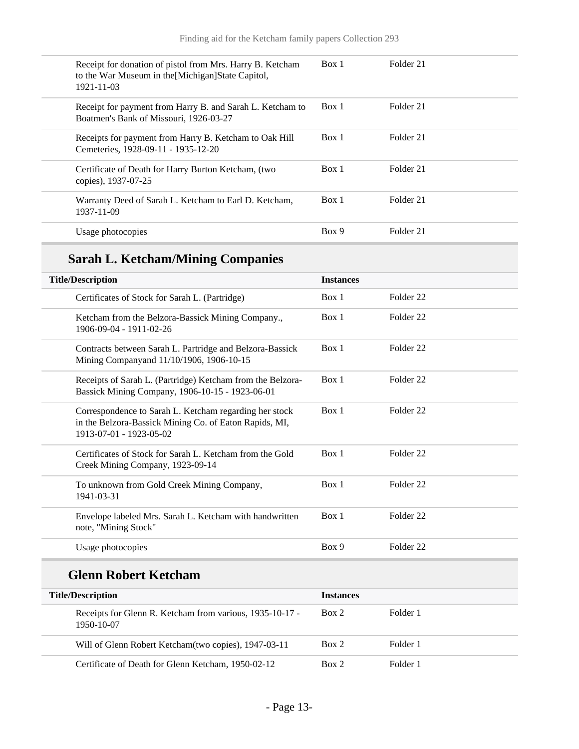| | | |
|---|---|---|
| Receipt for donation of pistol from Mrs. Harry B. Ketcham to the War Museum in the[Michigan]State Capitol, 1921-11-03 | Box 1 | Folder 21 |
| Receipt for payment from Harry B. and Sarah L. Ketcham to Boatmen's Bank of Missouri, 1926-03-27 | Box 1 | Folder 21 |
| Receipts for payment from Harry B. Ketcham to Oak Hill Cemeteries, 1928-09-11 - 1935-12-20 | Box 1 | Folder 21 |
| Certificate of Death for Harry Burton Ketcham, (two copies), 1937-07-25 | Box 1 | Folder 21 |
| Warranty Deed of Sarah L. Ketcham to Earl D. Ketcham, 1937-11-09 | Box 1 | Folder 21 |
| Usage photocopies | Box 9 | Folder 21 |

## Sarah L. Ketcham/Mining Companies

| Title/Description | Instances | |
|---|---|---|
| Certificates of Stock for Sarah L. (Partridge) | Box 1 | Folder 22 |
| Ketcham from the Belzora-Bassick Mining Company., 1906-09-04 - 1911-02-26 | Box 1 | Folder 22 |
| Contracts between Sarah L. Partridge and Belzora-Bassick Mining Companyand 11/10/1906, 1906-10-15 | Box 1 | Folder 22 |
| Receipts of Sarah L. (Partridge) Ketcham from the Belzora-Bassick Mining Company, 1906-10-15 - 1923-06-01 | Box 1 | Folder 22 |
| Correspondence to Sarah L. Ketcham regarding her stock in the Belzora-Bassick Mining Co. of Eaton Rapids, MI, 1913-07-01 - 1923-05-02 | Box 1 | Folder 22 |
| Certificates of Stock for Sarah L. Ketcham from the Gold Creek Mining Company, 1923-09-14 | Box 1 | Folder 22 |
| To unknown from Gold Creek Mining Company, 1941-03-31 | Box 1 | Folder 22 |
| Envelope labeled Mrs. Sarah L. Ketcham with handwritten note, "Mining Stock" | Box 1 | Folder 22 |
| Usage photocopies | Box 9 | Folder 22 |

## Glenn Robert Ketcham

| Title/Description | Instances | |
|---|---|---|
| Receipts for Glenn R. Ketcham from various, 1935-10-17 - 1950-10-07 | Box 2 | Folder 1 |
| Will of Glenn Robert Ketcham(two copies), 1947-03-11 | Box 2 | Folder 1 |
| Certificate of Death for Glenn Ketcham, 1950-02-12 | Box 2 | Folder 1 |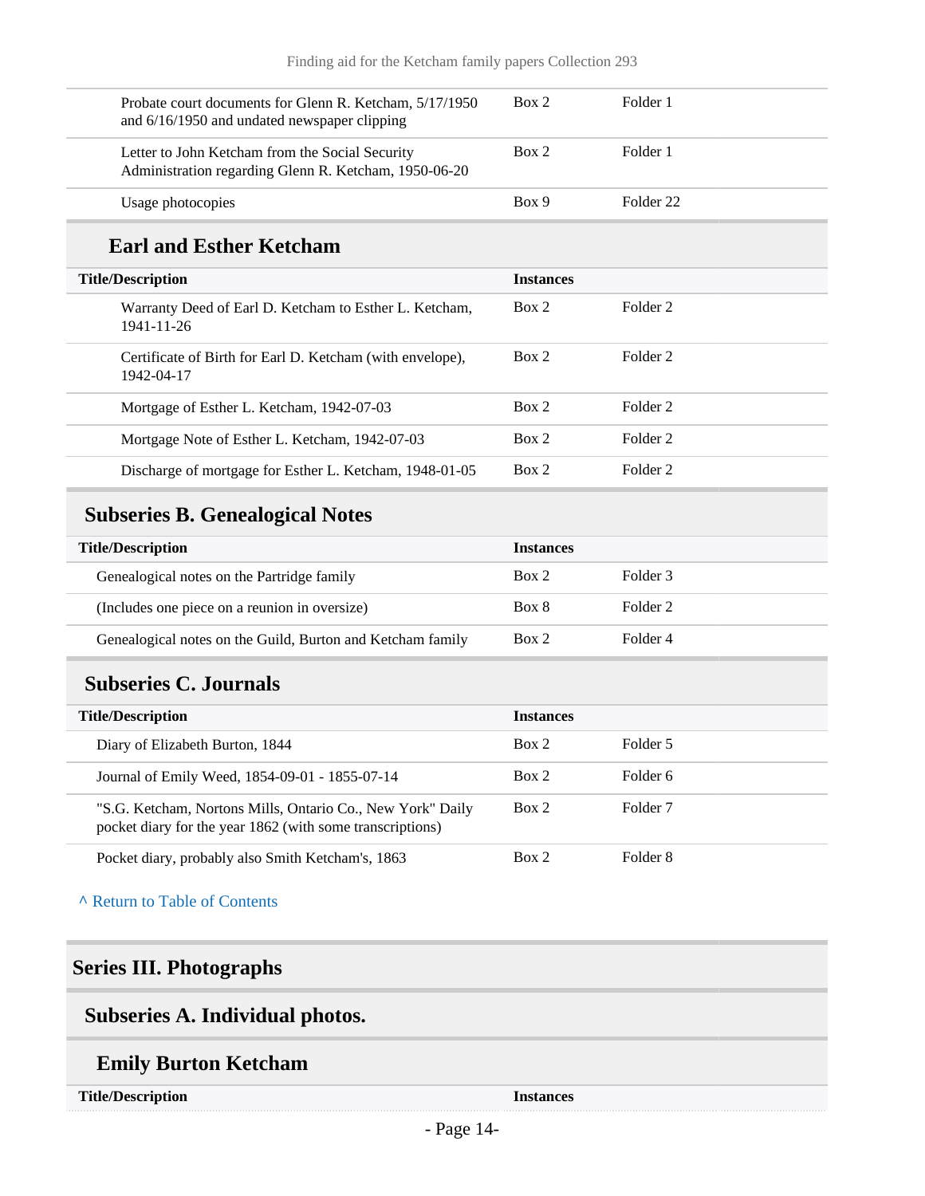| | | |
|---|---|---|
| Probate court documents for Glenn R. Ketcham, 5/17/1950 and 6/16/1950 and undated newspaper clipping | Box 2 | Folder 1 |
| Letter to John Ketcham from the Social Security Administration regarding Glenn R. Ketcham, 1950-06-20 | Box 2 | Folder 1 |
| Usage photocopies | Box 9 | Folder 22 |

### Earl and Esther Ketcham

| Title/Description | Instances | |
|---|---|---|
| Warranty Deed of Earl D. Ketcham to Esther L. Ketcham, 1941-11-26 | Box 2 | Folder 2 |
| Certificate of Birth for Earl D. Ketcham (with envelope), 1942-04-17 | Box 2 | Folder 2 |
| Mortgage of Esther L. Ketcham, 1942-07-03 | Box 2 | Folder 2 |
| Mortgage Note of Esther L. Ketcham, 1942-07-03 | Box 2 | Folder 2 |
| Discharge of mortgage for Esther L. Ketcham, 1948-01-05 | Box 2 | Folder 2 |

## Subseries B. Genealogical Notes

| Title/Description | Instances | |
|---|---|---|
| Genealogical notes on the Partridge family | Box 2 | Folder 3 |
| (Includes one piece on a reunion in oversize) | Box 8 | Folder 2 |
| Genealogical notes on the Guild, Burton and Ketcham family | Box 2 | Folder 4 |

## Subseries C. Journals

| Title/Description | Instances | |
|---|---|---|
| Diary of Elizabeth Burton, 1844 | Box 2 | Folder 5 |
| Journal of Emily Weed, 1854-09-01 - 1855-07-14 | Box 2 | Folder 6 |
| "S.G. Ketcham, Nortons Mills, Ontario Co., New York" Daily pocket diary for the year 1862 (with some transcriptions) | Box 2 | Folder 7 |
| Pocket diary, probably also Smith Ketcham's, 1863 | Box 2 | Folder 8 |

^ Return to Table of Contents

# Series III. Photographs

## Subseries A. Individual photos.

### Emily Burton Ketcham

| Title/Description | Instances |
|---|---|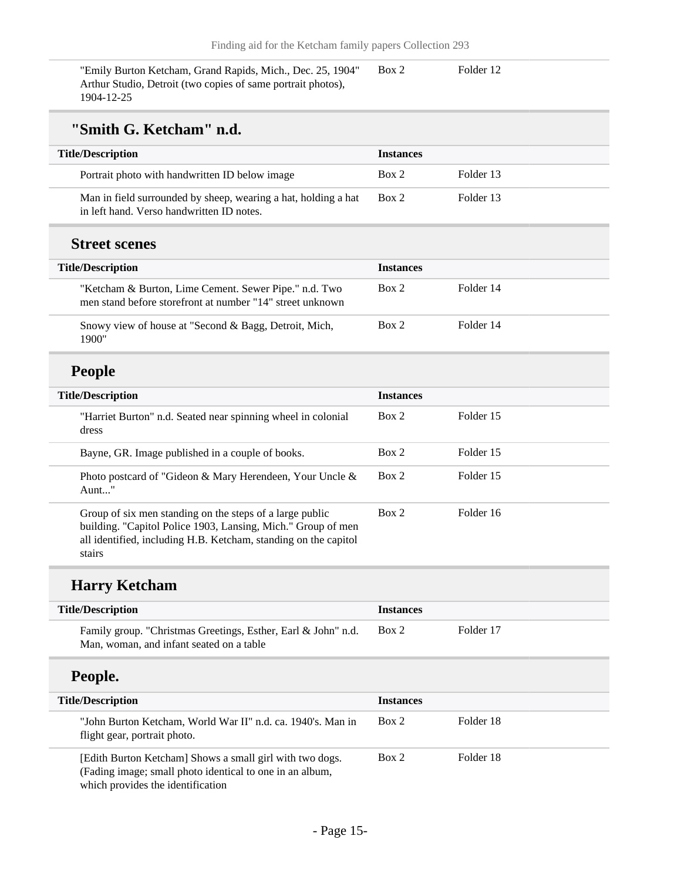| | | |
|---|---|---|
| "Emily Burton Ketcham, Grand Rapids, Mich., Dec. 25, 1904" Arthur Studio, Detroit (two copies of same portrait photos), 1904-12-25 | Box 2 | Folder 12 |

## "Smith G. Ketcham" n.d.

| Title/Description | Instances | |
|---|---|---|
| Portrait photo with handwritten ID below image | Box 2 | Folder 13 |
| Man in field surrounded by sheep, wearing a hat, holding a hat in left hand. Verso handwritten ID notes. | Box 2 | Folder 13 |

## Street scenes

| Title/Description | Instances | |
|---|---|---|
| "Ketcham & Burton, Lime Cement. Sewer Pipe." n.d. Two men stand before storefront at number "14" street unknown | Box 2 | Folder 14 |
| Snowy view of house at "Second & Bagg, Detroit, Mich, 1900" | Box 2 | Folder 14 |

## People

| Title/Description | Instances | |
|---|---|---|
| "Harriet Burton" n.d. Seated near spinning wheel in colonial dress | Box 2 | Folder 15 |
| Bayne, GR. Image published in a couple of books. | Box 2 | Folder 15 |
| Photo postcard of "Gideon & Mary Herendeen, Your Uncle & Aunt..." | Box 2 | Folder 15 |
| Group of six men standing on the steps of a large public building. "Capitol Police 1903, Lansing, Mich." Group of men all identified, including H.B. Ketcham, standing on the capitol stairs | Box 2 | Folder 16 |

## Harry Ketcham

| Title/Description | Instances | |
|---|---|---|
| Family group. "Christmas Greetings, Esther, Earl & John" n.d. Man, woman, and infant seated on a table | Box 2 | Folder 17 |

## People.

| Title/Description | Instances | |
|---|---|---|
| "John Burton Ketcham, World War II" n.d. ca. 1940's. Man in flight gear, portrait photo. | Box 2 | Folder 18 |
| [Edith Burton Ketcham] Shows a small girl with two dogs. (Fading image; small photo identical to one in an album, which provides the identification | Box 2 | Folder 18 |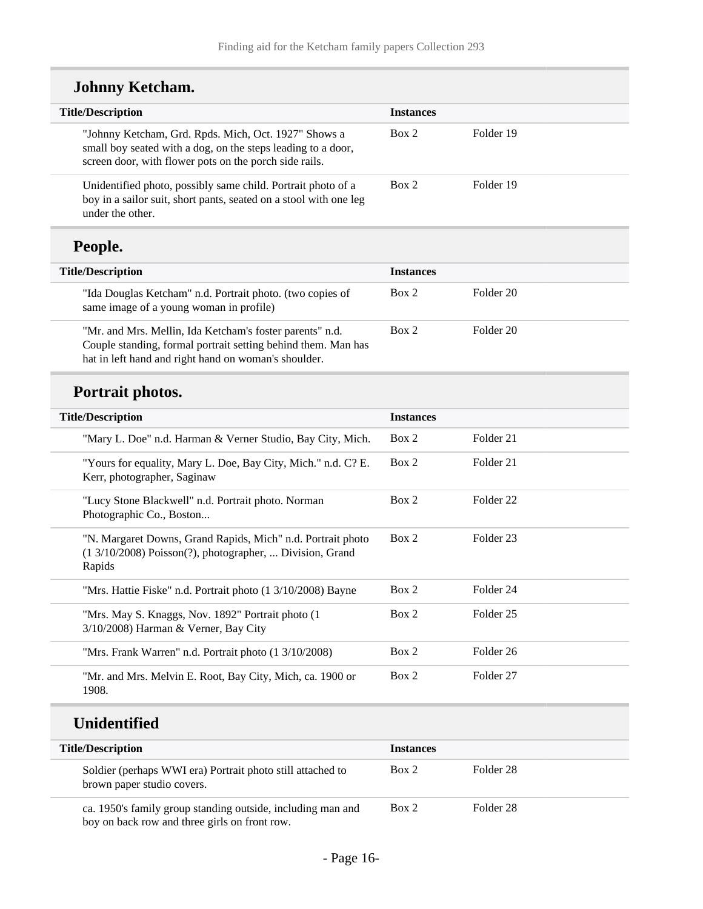## Johnny Ketcham.

| Title/Description | Instances | |
|---|---|---|
| "Johnny Ketcham, Grd. Rpds. Mich, Oct. 1927" Shows a small boy seated with a dog, on the steps leading to a door, screen door, with flower pots on the porch side rails. | Box 2 | Folder 19 |
| Unidentified photo, possibly same child. Portrait photo of a boy in a sailor suit, short pants, seated on a stool with one leg under the other. | Box 2 | Folder 19 |

## People.

| Title/Description | Instances | |
|---|---|---|
| "Ida Douglas Ketcham" n.d. Portrait photo. (two copies of same image of a young woman in profile) | Box 2 | Folder 20 |
| "Mr. and Mrs. Mellin, Ida Ketcham's foster parents" n.d. Couple standing, formal portrait setting behind them. Man has hat in left hand and right hand on woman's shoulder. | Box 2 | Folder 20 |

## Portrait photos.

| Title/Description | Instances | |
|---|---|---|
| "Mary L. Doe" n.d. Harman & Verner Studio, Bay City, Mich. | Box 2 | Folder 21 |
| "Yours for equality, Mary L. Doe, Bay City, Mich." n.d. C? E. Kerr, photographer, Saginaw | Box 2 | Folder 21 |
| "Lucy Stone Blackwell" n.d. Portrait photo. Norman Photographic Co., Boston... | Box 2 | Folder 22 |
| "N. Margaret Downs, Grand Rapids, Mich" n.d. Portrait photo (1 3/10/2008) Poisson(?), photographer, ... Division, Grand Rapids | Box 2 | Folder 23 |
| "Mrs. Hattie Fiske" n.d. Portrait photo (1 3/10/2008) Bayne | Box 2 | Folder 24 |
| "Mrs. May S. Knaggs, Nov. 1892" Portrait photo (1 3/10/2008) Harman & Verner, Bay City | Box 2 | Folder 25 |
| "Mrs. Frank Warren" n.d. Portrait photo (1 3/10/2008) | Box 2 | Folder 26 |
| "Mr. and Mrs. Melvin E. Root, Bay City, Mich, ca. 1900 or 1908. | Box 2 | Folder 27 |

## Unidentified

| Title/Description | Instances | |
|---|---|---|
| Soldier (perhaps WWI era) Portrait photo still attached to brown paper studio covers. | Box 2 | Folder 28 |
| ca. 1950's family group standing outside, including man and boy on back row and three girls on front row. | Box 2 | Folder 28 |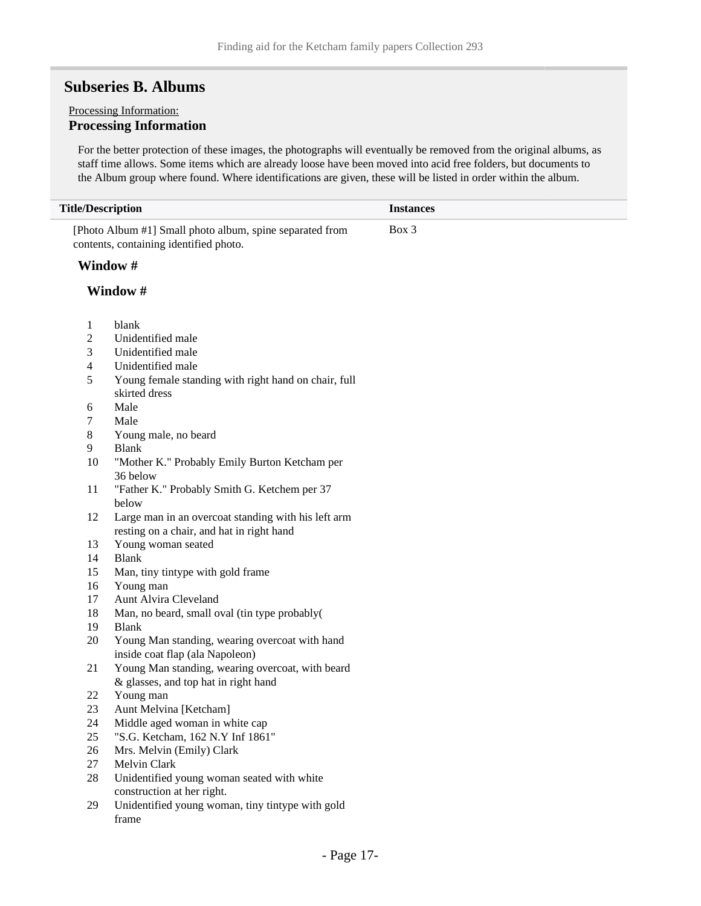## Subseries B. Albums

Processing Information:

### Processing Information

For the better protection of these images, the photographs will eventually be removed from the original albums, as staff time allows. Some items which are already loose have been moved into acid free folders, but documents to the Album group where found. Where identifications are given, these will be listed in order within the album.

| Title/Description | Instances |
| --- | --- |
| [Photo Album #1] Small photo album, spine separated from contents, containing identified photo. | Box 3 |

**Window #**

**Window #**

| | |
| --- | --- |
| 1 | blank |
| 2 | Unidentified male |
| 3 | Unidentified male |
| 4 | Unidentified male |
| 5 | Young female standing with right hand on chair, full skirted dress |
| 6 | Male |
| 7 | Male |
| 8 | Young male, no beard |
| 9 | Blank |
| 10 | "Mother K." Probably Emily Burton Ketcham per 36 below |
| 11 | "Father K." Probably Smith G. Ketchem per 37 below |
| 12 | Large man in an overcoat standing with his left arm resting on a chair, and hat in right hand |
| 13 | Young woman seated |
| 14 | Blank |
| 15 | Man, tiny tintype with gold frame |
| 16 | Young man |
| 17 | Aunt Alvira Cleveland |
| 18 | Man, no beard, small oval (tin type probably( |
| 19 | Blank |
| 20 | Young Man standing, wearing overcoat with hand inside coat flap (ala Napoleon) |
| 21 | Young Man standing, wearing overcoat, with beard & glasses, and top hat in right hand |
| 22 | Young man |
| 23 | Aunt Melvina [Ketcham] |
| 24 | Middle aged woman in white cap |
| 25 | "S.G. Ketcham, 162 N.Y Inf 1861" |
| 26 | Mrs. Melvin (Emily) Clark |
| 27 | Melvin Clark |
| 28 | Unidentified young woman seated with white construction at her right. |
| 29 | Unidentified young woman, tiny tintype with gold frame |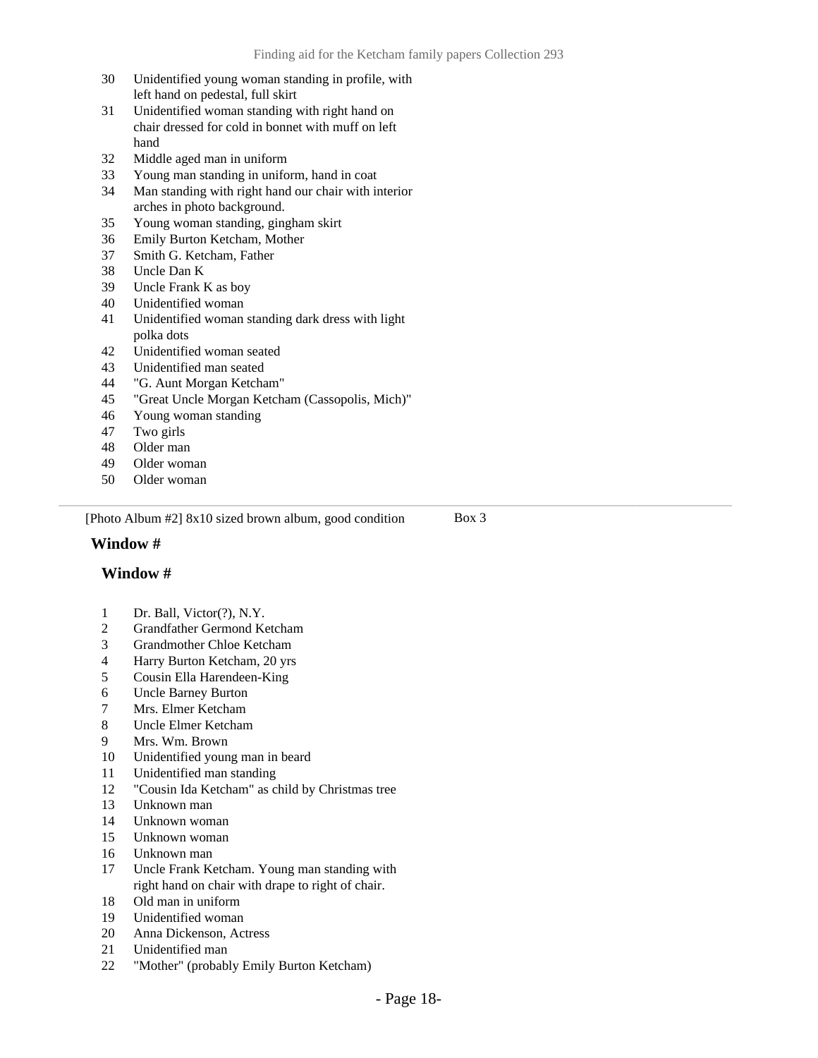30 Unidentified young woman standing in profile, with left hand on pedestal, full skirt
31 Unidentified woman standing with right hand on chair dressed for cold in bonnet with muff on left hand
32 Middle aged man in uniform
33 Young man standing in uniform, hand in coat
34 Man standing with right hand our chair with interior arches in photo background.
35 Young woman standing, gingham skirt
36 Emily Burton Ketcham, Mother
37 Smith G. Ketcham, Father
38 Uncle Dan K
39 Uncle Frank K as boy
40 Unidentified woman
41 Unidentified woman standing dark dress with light polka dots
42 Unidentified woman seated
43 Unidentified man seated
44 "G. Aunt Morgan Ketcham"
45 "Great Uncle Morgan Ketcham (Cassopolis, Mich)"
46 Young woman standing
47 Two girls
48 Older man
49 Older woman
50 Older woman

---

[Photo Album #2] 8x10 sized brown album, good condition Box 3

**Window #**

**Window #**

1 Dr. Ball, Victor(?), N.Y.
2 Grandfather Germond Ketcham
3 Grandmother Chloe Ketcham
4 Harry Burton Ketcham, 20 yrs
5 Cousin Ella Harendeen-King
6 Uncle Barney Burton
7 Mrs. Elmer Ketcham
8 Uncle Elmer Ketcham
9 Mrs. Wm. Brown
10 Unidentified young man in beard
11 Unidentified man standing
12 "Cousin Ida Ketcham" as child by Christmas tree
13 Unknown man
14 Unknown woman
15 Unknown woman
16 Unknown man
17 Uncle Frank Ketcham. Young man standing with right hand on chair with drape to right of chair.
18 Old man in uniform
19 Unidentified woman
20 Anna Dickenson, Actress
21 Unidentified man
22 "Mother" (probably Emily Burton Ketcham)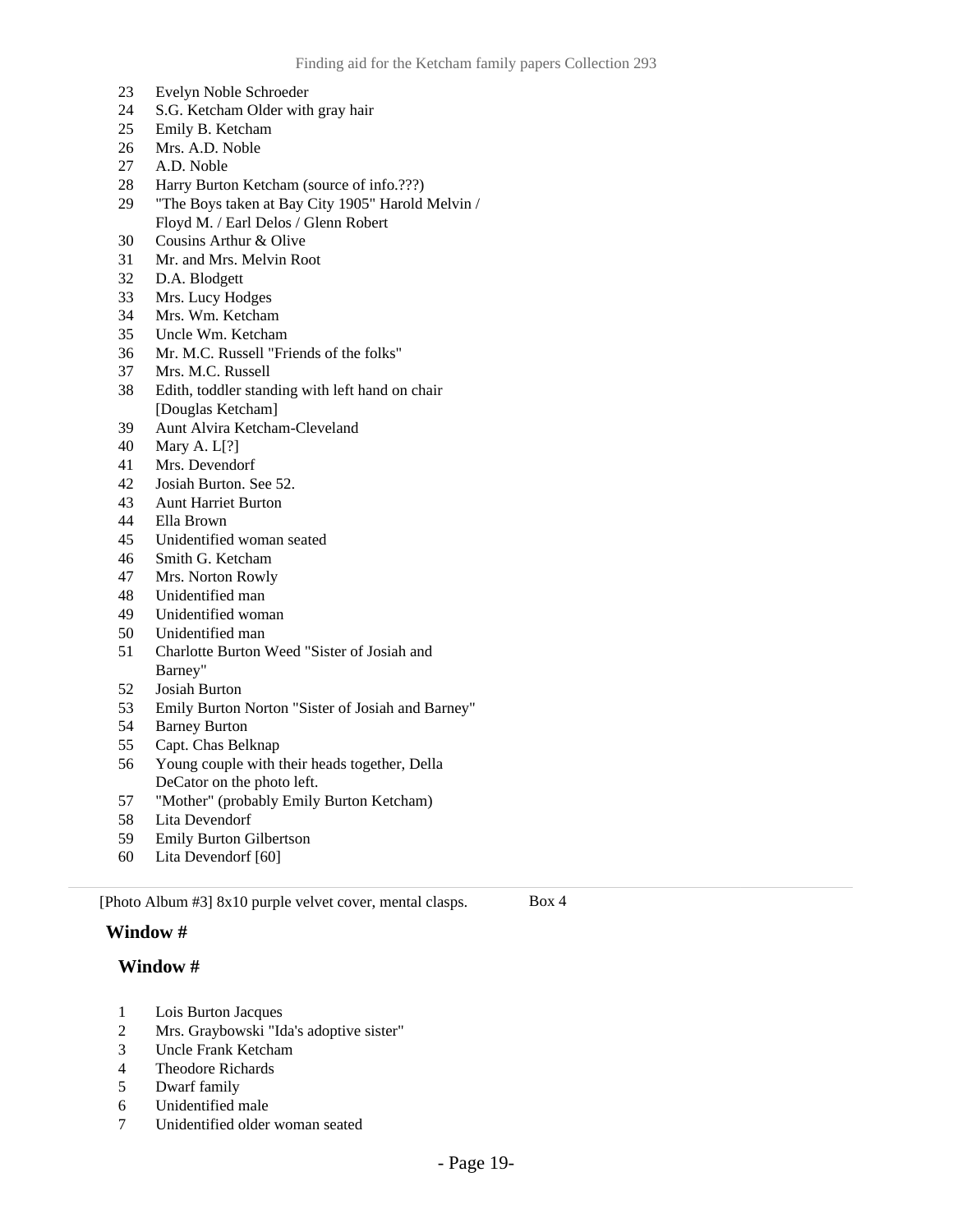23 Evelyn Noble Schroeder
24 S.G. Ketcham Older with gray hair
25 Emily B. Ketcham
26 Mrs. A.D. Noble
27 A.D. Noble
28 Harry Burton Ketcham (source of info.???)
29 "The Boys taken at Bay City 1905" Harold Melvin / Floyd M. / Earl Delos / Glenn Robert
30 Cousins Arthur & Olive
31 Mr. and Mrs. Melvin Root
32 D.A. Blodgett
33 Mrs. Lucy Hodges
34 Mrs. Wm. Ketcham
35 Uncle Wm. Ketcham
36 Mr. M.C. Russell "Friends of the folks"
37 Mrs. M.C. Russell
38 Edith, toddler standing with left hand on chair [Douglas Ketcham]
39 Aunt Alvira Ketcham-Cleveland
40 Mary A. L[?]
41 Mrs. Devendorf
42 Josiah Burton. See 52.
43 Aunt Harriet Burton
44 Ella Brown
45 Unidentified woman seated
46 Smith G. Ketcham
47 Mrs. Norton Rowly
48 Unidentified man
49 Unidentified woman
50 Unidentified man
51 Charlotte Burton Weed "Sister of Josiah and Barney"
52 Josiah Burton
53 Emily Burton Norton "Sister of Josiah and Barney"
54 Barney Burton
55 Capt. Chas Belknap
56 Young couple with their heads together, Della DeCator on the photo left.
57 "Mother" (probably Emily Burton Ketcham)
58 Lita Devendorf
59 Emily Burton Gilbertson
60 Lita Devendorf [60]

---

[Photo Album #3] 8x10 purple velvet cover, mental clasps. Box 4

### Window #

#### Window #

1 Lois Burton Jacques
2 Mrs. Graybowski "Ida's adoptive sister"
3 Uncle Frank Ketcham
4 Theodore Richards
5 Dwarf family
6 Unidentified male
7 Unidentified older woman seated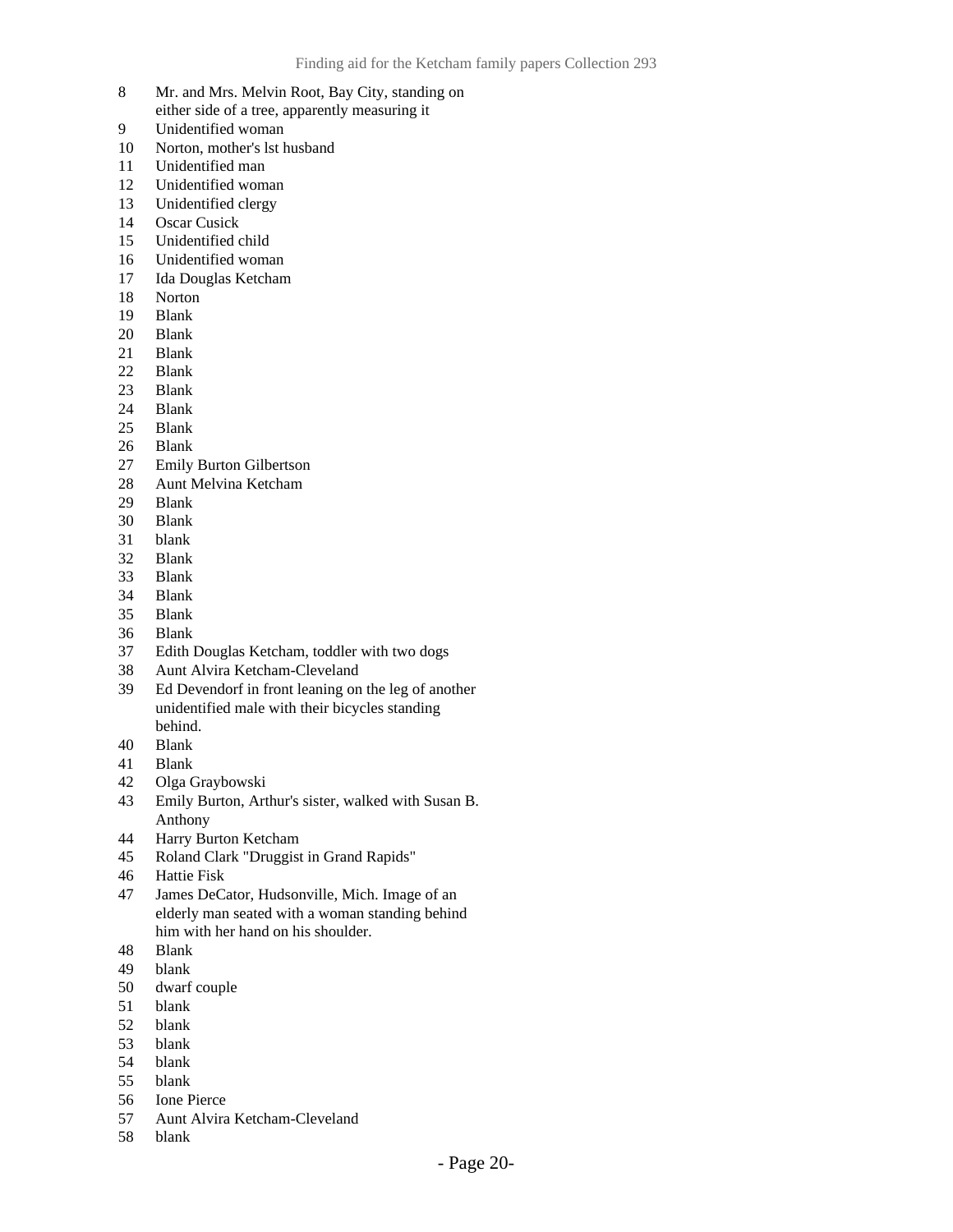8 Mr. and Mrs. Melvin Root, Bay City, standing on either side of a tree, apparently measuring it
9 Unidentified woman
10 Norton, mother's lst husband
11 Unidentified man
12 Unidentified woman
13 Unidentified clergy
14 Oscar Cusick
15 Unidentified child
16 Unidentified woman
17 Ida Douglas Ketcham
18 Norton
19 Blank
20 Blank
21 Blank
22 Blank
23 Blank
24 Blank
25 Blank
26 Blank
27 Emily Burton Gilbertson
28 Aunt Melvina Ketcham
29 Blank
30 Blank
31 blank
32 Blank
33 Blank
34 Blank
35 Blank
36 Blank
37 Edith Douglas Ketcham, toddler with two dogs
38 Aunt Alvira Ketcham-Cleveland
39 Ed Devendorf in front leaning on the leg of another unidentified male with their bicycles standing behind.
40 Blank
41 Blank
42 Olga Graybowski
43 Emily Burton, Arthur's sister, walked with Susan B. Anthony
44 Harry Burton Ketcham
45 Roland Clark "Druggist in Grand Rapids"
46 Hattie Fisk
47 James DeCator, Hudsonville, Mich. Image of an elderly man seated with a woman standing behind him with her hand on his shoulder.
48 Blank
49 blank
50 dwarf couple
51 blank
52 blank
53 blank
54 blank
55 blank
56 Ione Pierce
57 Aunt Alvira Ketcham-Cleveland
58 blank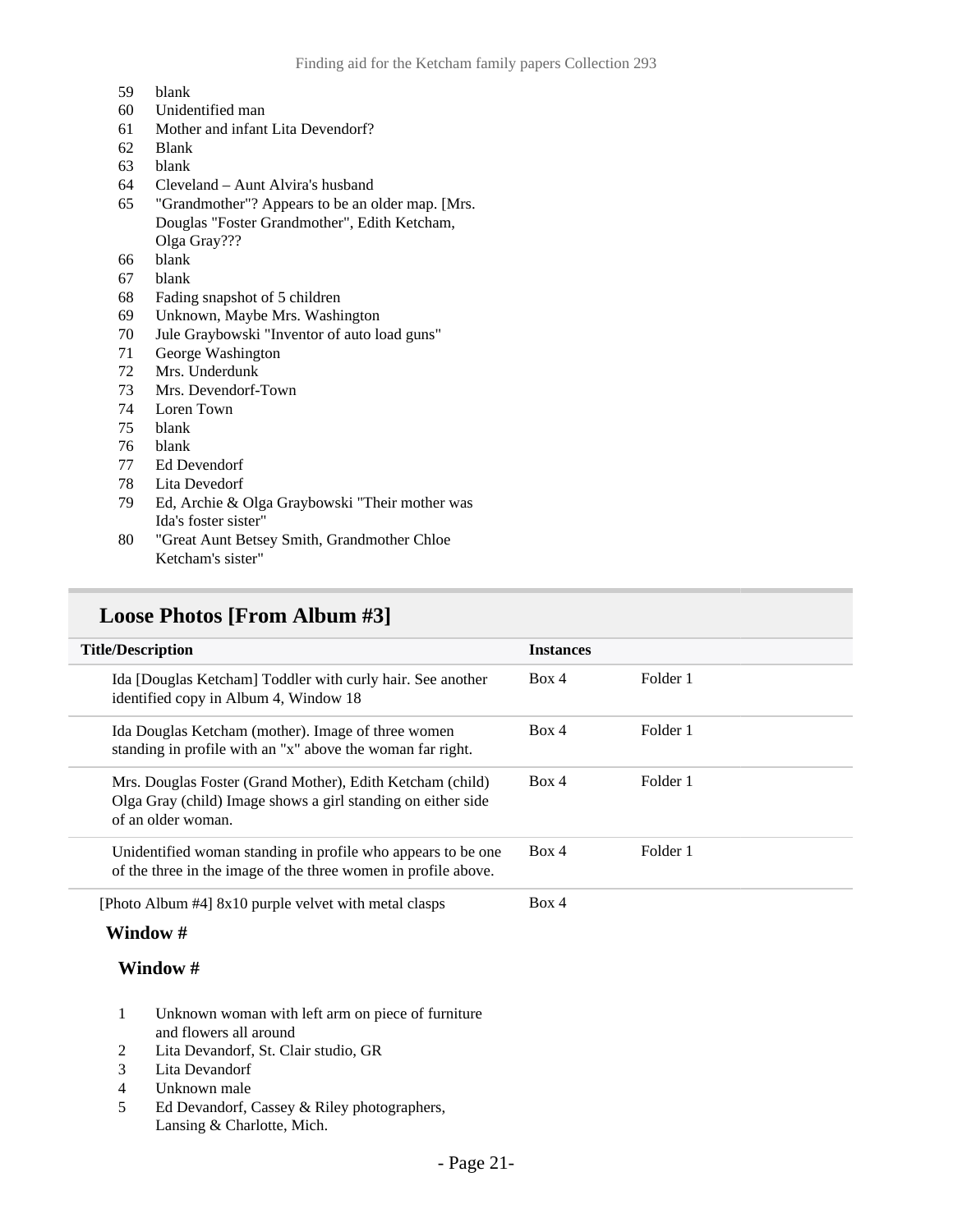59 blank
60 Unidentified man
61 Mother and infant Lita Devendorf?
62 Blank
63 blank
64 Cleveland – Aunt Alvira's husband
65 "Grandmother"? Appears to be an older map. [Mrs. Douglas "Foster Grandmother", Edith Ketcham, Olga Gray???
66 blank
67 blank
68 Fading snapshot of 5 children
69 Unknown, Maybe Mrs. Washington
70 Jule Graybowski "Inventor of auto load guns"
71 George Washington
72 Mrs. Underdunk
73 Mrs. Devendorf-Town
74 Loren Town
75 blank
76 blank
77 Ed Devendorf
78 Lita Devedorf
79 Ed, Archie & Olga Graybowski "Their mother was Ida's foster sister"
80 "Great Aunt Betsey Smith, Grandmother Chloe Ketcham's sister"

## Loose Photos [From Album #3]

| Title/Description | Instances | |
|---|---|---|
| Ida [Douglas Ketcham] Toddler with curly hair. See another identified copy in Album 4, Window 18 | Box 4 | Folder 1 |
| Ida Douglas Ketcham (mother). Image of three women standing in profile with an "x" above the woman far right. | Box 4 | Folder 1 |
| Mrs. Douglas Foster (Grand Mother), Edith Ketcham (child) Olga Gray (child) Image shows a girl standing on either side of an older woman. | Box 4 | Folder 1 |
| Unidentified woman standing in profile who appears to be one of the three in the image of the three women in profile above. | Box 4 | Folder 1 |
| [Photo Album #4] 8x10 purple velvet with metal clasps | Box 4 | |

**Window #**

**Window #**

1 Unknown woman with left arm on piece of furniture and flowers all around
2 Lita Devandorf, St. Clair studio, GR
3 Lita Devandorf
4 Unknown male
5 Ed Devandorf, Cassey & Riley photographers, Lansing & Charlotte, Mich.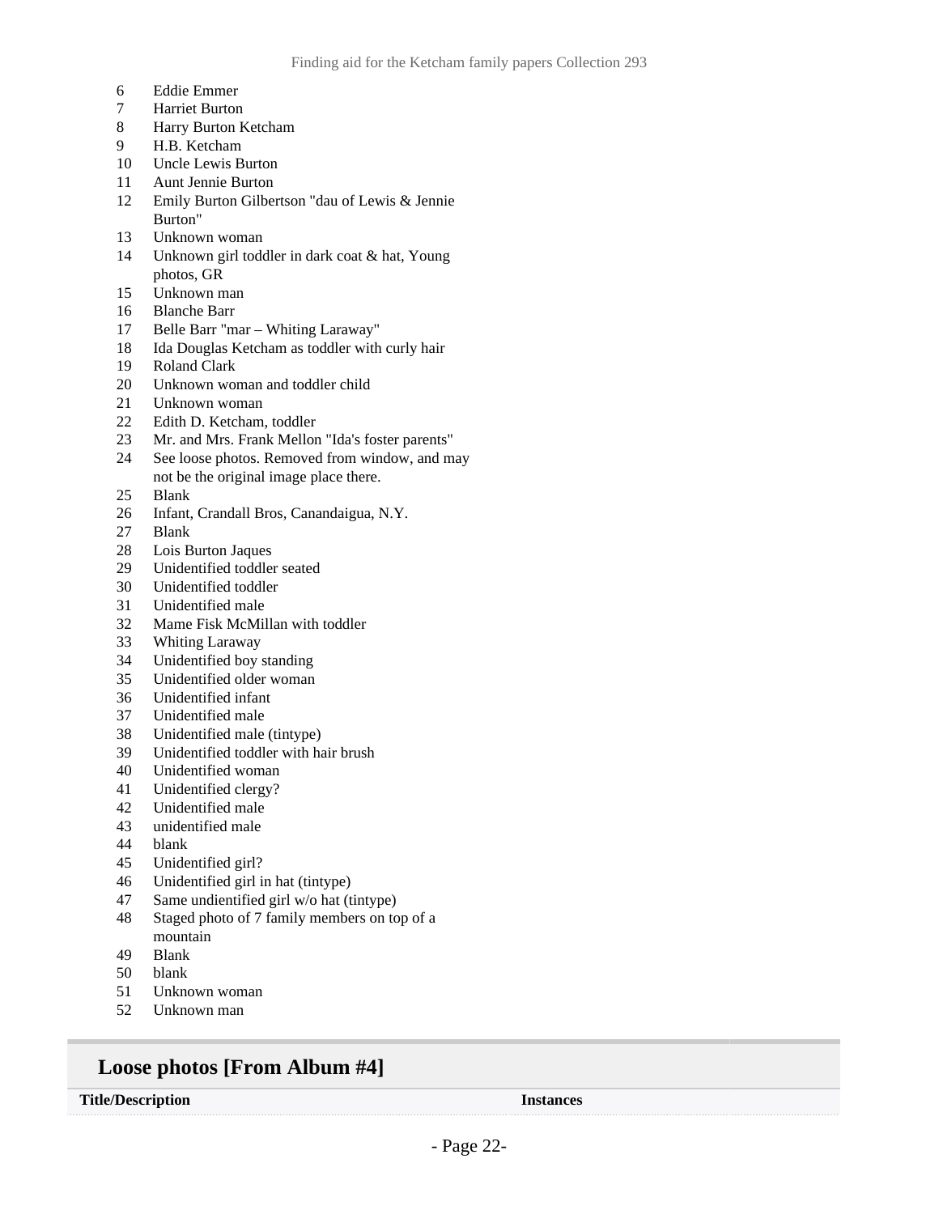6 Eddie Emmer
7 Harriet Burton
8 Harry Burton Ketcham
9 H.B. Ketcham
10 Uncle Lewis Burton
11 Aunt Jennie Burton
12 Emily Burton Gilbertson "dau of Lewis & Jennie Burton"
13 Unknown woman
14 Unknown girl toddler in dark coat & hat, Young photos, GR
15 Unknown man
16 Blanche Barr
17 Belle Barr "mar – Whiting Laraway"
18 Ida Douglas Ketcham as toddler with curly hair
19 Roland Clark
20 Unknown woman and toddler child
21 Unknown woman
22 Edith D. Ketcham, toddler
23 Mr. and Mrs. Frank Mellon "Ida's foster parents"
24 See loose photos. Removed from window, and may not be the original image place there.
25 Blank
26 Infant, Crandall Bros, Canandaigua, N.Y.
27 Blank
28 Lois Burton Jaques
29 Unidentified toddler seated
30 Unidentified toddler
31 Unidentified male
32 Mame Fisk McMillan with toddler
33 Whiting Laraway
34 Unidentified boy standing
35 Unidentified older woman
36 Unidentified infant
37 Unidentified male
38 Unidentified male (tintype)
39 Unidentified toddler with hair brush
40 Unidentified woman
41 Unidentified clergy?
42 Unidentified male
43 unidentified male
44 blank
45 Unidentified girl?
46 Unidentified girl in hat (tintype)
47 Same undientified girl w/o hat (tintype)
48 Staged photo of 7 family members on top of a mountain
49 Blank
50 blank
51 Unknown woman
52 Unknown man

## Loose photos [From Album #4]

| Title/Description | Instances |
|---|---|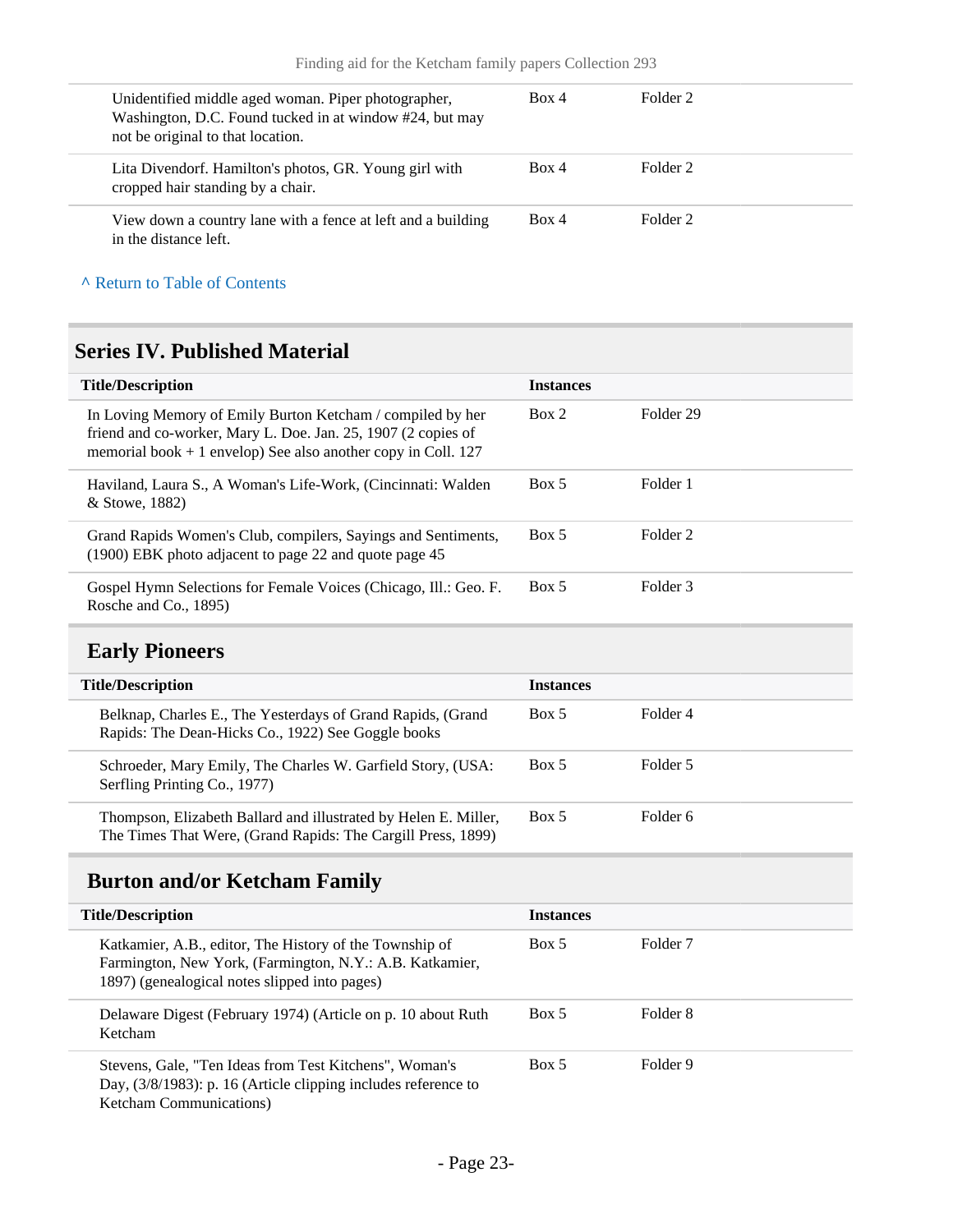| | | |
|---|---|---|
| Unidentified middle aged woman. Piper photographer, Washington, D.C. Found tucked in at window #24, but may not be original to that location. | Box 4 | Folder 2 |
| Lita Divendorf. Hamilton's photos, GR. Young girl with cropped hair standing by a chair. | Box 4 | Folder 2 |
| View down a country lane with a fence at left and a building in the distance left. | Box 4 | Folder 2 |

^ Return to Table of Contents

## Series IV. Published Material

| Title/Description | Instances | |
|---|---|---|
| In Loving Memory of Emily Burton Ketcham / compiled by her friend and co-worker, Mary L. Doe. Jan. 25, 1907 (2 copies of memorial book + 1 envelop) See also another copy in Coll. 127 | Box 2 | Folder 29 |
| Haviland, Laura S., A Woman's Life-Work, (Cincinnati: Walden & Stowe, 1882) | Box 5 | Folder 1 |
| Grand Rapids Women's Club, compilers, Sayings and Sentiments, (1900) EBK photo adjacent to page 22 and quote page 45 | Box 5 | Folder 2 |
| Gospel Hymn Selections for Female Voices (Chicago, Ill.: Geo. F. Rosche and Co., 1895) | Box 5 | Folder 3 |

### Early Pioneers

| Title/Description | Instances | |
|---|---|---|
| Belknap, Charles E., The Yesterdays of Grand Rapids, (Grand Rapids: The Dean-Hicks Co., 1922) See Goggle books | Box 5 | Folder 4 |
| Schroeder, Mary Emily, The Charles W. Garfield Story, (USA: Serfling Printing Co., 1977) | Box 5 | Folder 5 |
| Thompson, Elizabeth Ballard and illustrated by Helen E. Miller, The Times That Were, (Grand Rapids: The Cargill Press, 1899) | Box 5 | Folder 6 |

### Burton and/or Ketcham Family

| Title/Description | Instances | |
|---|---|---|
| Katkamier, A.B., editor, The History of the Township of Farmington, New York, (Farmington, N.Y.: A.B. Katkamier, 1897) (genealogical notes slipped into pages) | Box 5 | Folder 7 |
| Delaware Digest (February 1974) (Article on p. 10 about Ruth Ketcham | Box 5 | Folder 8 |
| Stevens, Gale, "Ten Ideas from Test Kitchens", Woman's Day, (3/8/1983): p. 16 (Article clipping includes reference to Ketcham Communications) | Box 5 | Folder 9 |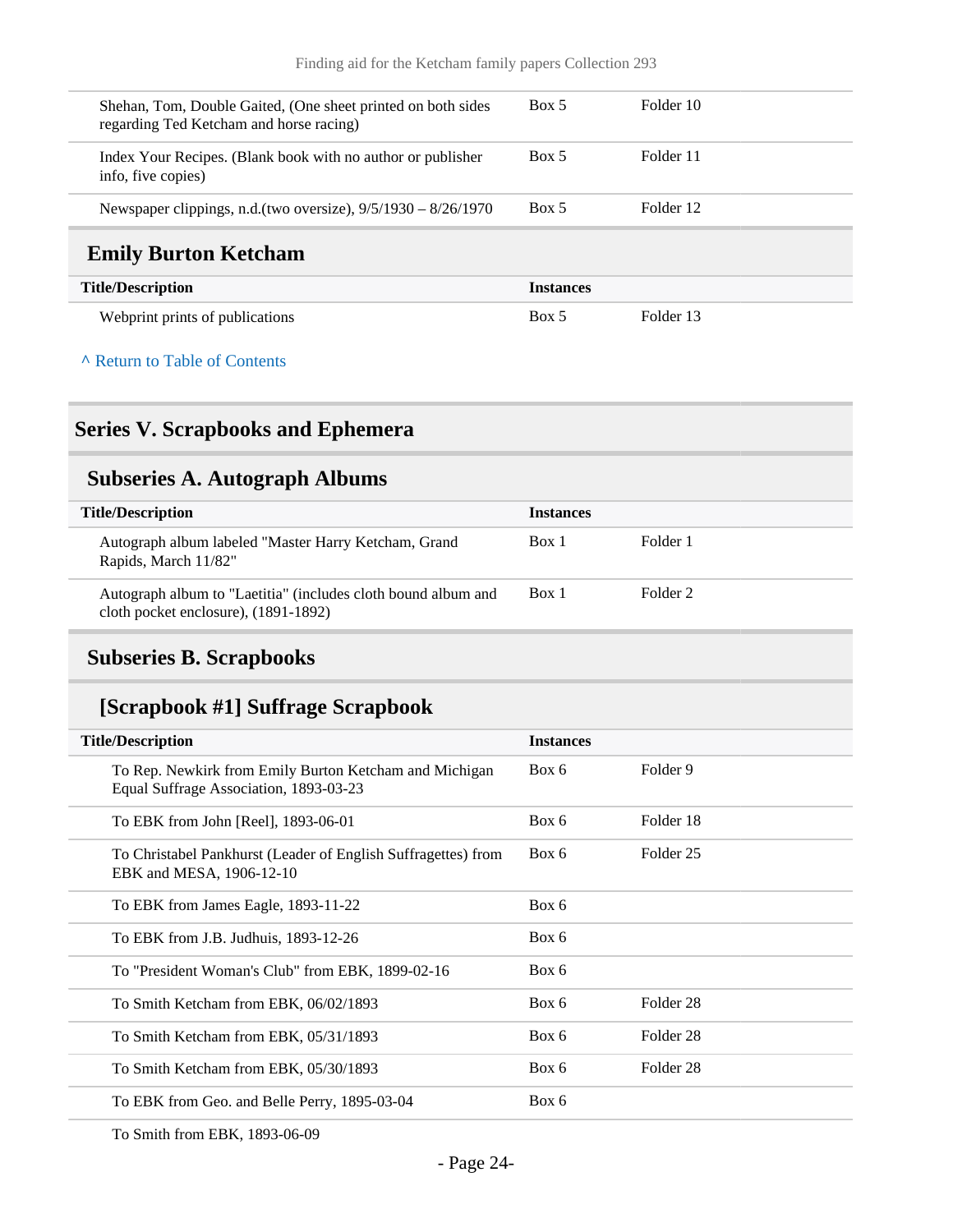| Title/Description | Instances | |
|---|---|---|
| Shehan, Tom, Double Gaited, (One sheet printed on both sides regarding Ted Ketcham and horse racing) | Box 5 | Folder 10 |
| Index Your Recipes. (Blank book with no author or publisher info, five copies) | Box 5 | Folder 11 |
| Newspaper clippings, n.d.(two oversize), 9/5/1930 – 8/26/1970 | Box 5 | Folder 12 |

## Emily Burton Ketcham

| Title/Description | Instances | |
|---|---|---|
| Webprint prints of publications | Box 5 | Folder 13 |

^ Return to Table of Contents

# Series V. Scrapbooks and Ephemera

## Subseries A. Autograph Albums

| Title/Description | Instances | |
|---|---|---|
| Autograph album labeled "Master Harry Ketcham, Grand Rapids, March 11/82" | Box 1 | Folder 1 |
| Autograph album to "Laetitia" (includes cloth bound album and cloth pocket enclosure), (1891-1892) | Box 1 | Folder 2 |

## Subseries B. Scrapbooks

### [Scrapbook #1] Suffrage Scrapbook

| Title/Description | Instances | |
|---|---|---|
| To Rep. Newkirk from Emily Burton Ketcham and Michigan Equal Suffrage Association, 1893-03-23 | Box 6 | Folder 9 |
| To EBK from John [Reel], 1893-06-01 | Box 6 | Folder 18 |
| To Christabel Pankhurst (Leader of English Suffragettes) from EBK and MESA, 1906-12-10 | Box 6 | Folder 25 |
| To EBK from James Eagle, 1893-11-22 | Box 6 | |
| To EBK from J.B. Judhuis, 1893-12-26 | Box 6 | |
| To "President Woman's Club" from EBK, 1899-02-16 | Box 6 | |
| To Smith Ketcham from EBK, 06/02/1893 | Box 6 | Folder 28 |
| To Smith Ketcham from EBK, 05/31/1893 | Box 6 | Folder 28 |
| To Smith Ketcham from EBK, 05/30/1893 | Box 6 | Folder 28 |
| To EBK from Geo. and Belle Perry, 1895-03-04 | Box 6 | |
| To Smith from EBK, 1893-06-09 | | |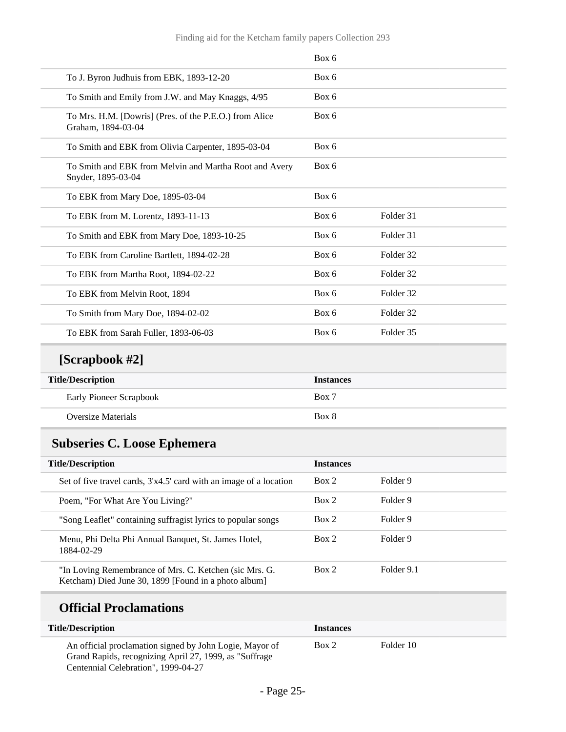| | | |
|---|---|---|
| | Box 6 | |
| To J. Byron Judhuis from EBK, 1893-12-20 | Box 6 | |
| To Smith and Emily from J.W. and May Knaggs, 4/95 | Box 6 | |
| To Mrs. H.M. [Dowris] (Pres. of the P.E.O.) from Alice Graham, 1894-03-04 | Box 6 | |
| To Smith and EBK from Olivia Carpenter, 1895-03-04 | Box 6 | |
| To Smith and EBK from Melvin and Martha Root and Avery Snyder, 1895-03-04 | Box 6 | |
| To EBK from Mary Doe, 1895-03-04 | Box 6 | |
| To EBK from M. Lorentz, 1893-11-13 | Box 6 | Folder 31 |
| To Smith and EBK from Mary Doe, 1893-10-25 | Box 6 | Folder 31 |
| To EBK from Caroline Bartlett, 1894-02-28 | Box 6 | Folder 32 |
| To EBK from Martha Root, 1894-02-22 | Box 6 | Folder 32 |
| To EBK from Melvin Root, 1894 | Box 6 | Folder 32 |
| To Smith from Mary Doe, 1894-02-02 | Box 6 | Folder 32 |
| To EBK from Sarah Fuller, 1893-06-03 | Box 6 | Folder 35 |

## [Scrapbook #2]

| Title/Description | Instances |
|---|---|
| Early Pioneer Scrapbook | Box 7 |
| Oversize Materials | Box 8 |

## Subseries C. Loose Ephemera

| Title/Description | Instances | |
|---|---|---|
| Set of five travel cards, 3'x4.5' card with an image of a location | Box 2 | Folder 9 |
| Poem, "For What Are You Living?" | Box 2 | Folder 9 |
| "Song Leaflet" containing suffragist lyrics to popular songs | Box 2 | Folder 9 |
| Menu, Phi Delta Phi Annual Banquet, St. James Hotel, 1884-02-29 | Box 2 | Folder 9 |
| "In Loving Remembrance of Mrs. C. Ketchen (sic Mrs. G. Ketcham) Died June 30, 1899 [Found in a photo album] | Box 2 | Folder 9.1 |

## Official Proclamations

| Title/Description | Instances | |
|---|---|---|
| An official proclamation signed by John Logie, Mayor of Grand Rapids, recognizing April 27, 1999, as "Suffrage Centennial Celebration", 1999-04-27 | Box 2 | Folder 10 |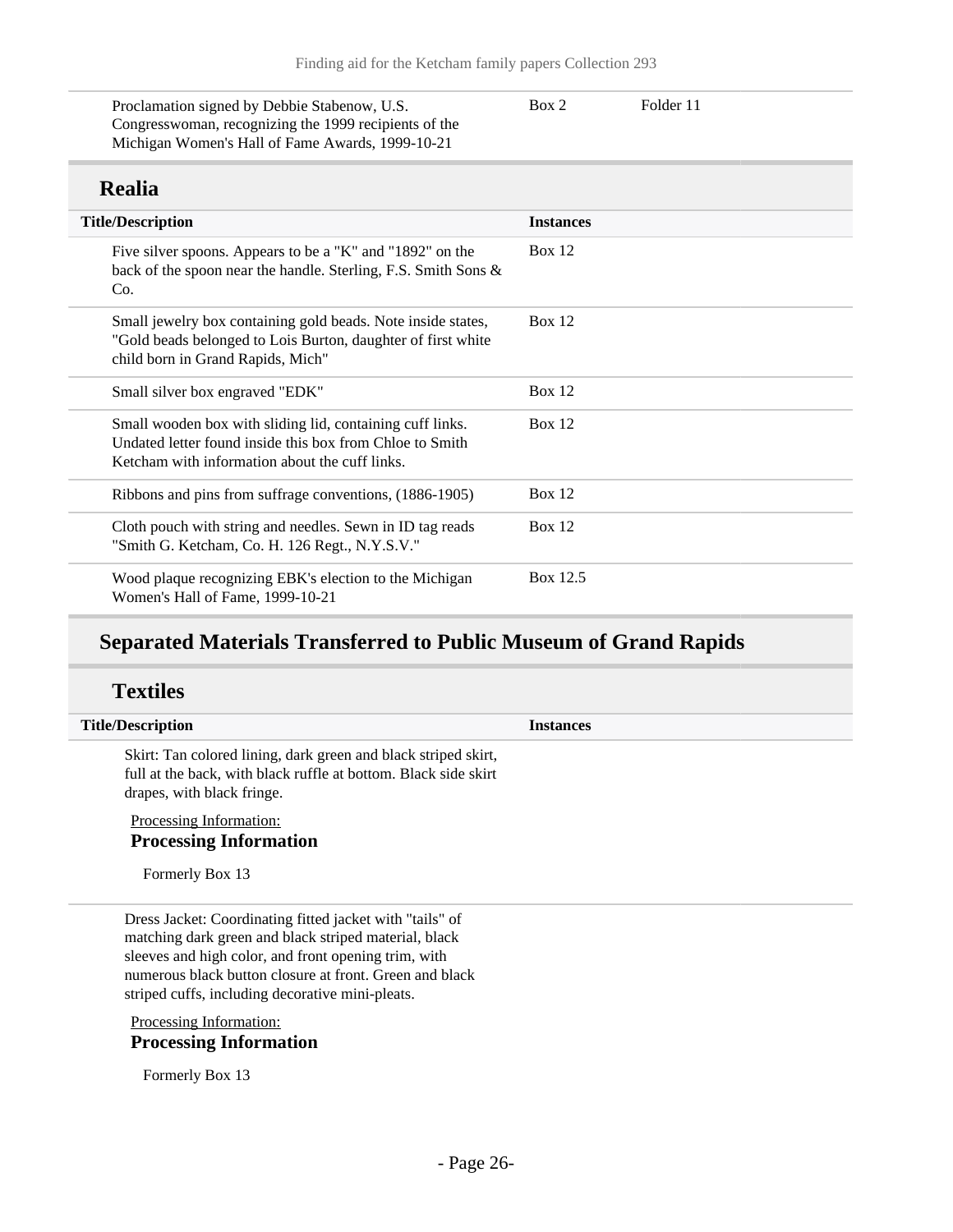| | | |
|---|---|---|
| Proclamation signed by Debbie Stabenow, U.S. Congresswoman, recognizing the 1999 recipients of the Michigan Women's Hall of Fame Awards, 1999-10-21 | Box 2 | Folder 11 |

## Realia

| Title/Description | Instances |
|---|---|
| Five silver spoons. Appears to be a "K" and "1892" on the back of the spoon near the handle. Sterling, F.S. Smith Sons & Co. | Box 12 |
| Small jewelry box containing gold beads. Note inside states, "Gold beads belonged to Lois Burton, daughter of first white child born in Grand Rapids, Mich" | Box 12 |
| Small silver box engraved "EDK" | Box 12 |
| Small wooden box with sliding lid, containing cuff links. Undated letter found inside this box from Chloe to Smith Ketcham with information about the cuff links. | Box 12 |
| Ribbons and pins from suffrage conventions, (1886-1905) | Box 12 |
| Cloth pouch with string and needles. Sewn in ID tag reads "Smith G. Ketcham, Co. H. 126 Regt., N.Y.S.V." | Box 12 |
| Wood plaque recognizing EBK's election to the Michigan Women's Hall of Fame, 1999-10-21 | Box 12.5 |

## Separated Materials Transferred to Public Museum of Grand Rapids

### Textiles

| Title/Description | Instances |
|---|---|
| Skirt: Tan colored lining, dark green and black striped skirt, full at the back, with black ruffle at bottom. Black side skirt drapes, with black fringe.<br><br>Processing Information:<br>**Processing Information**<br><br>Formerly Box 13 | |
| Dress Jacket: Coordinating fitted jacket with "tails" of matching dark green and black striped material, black sleeves and high color, and front opening trim, with numerous black button closure at front. Green and black striped cuffs, including decorative mini-pleats.<br><br>Processing Information:<br>**Processing Information**<br><br>Formerly Box 13 | |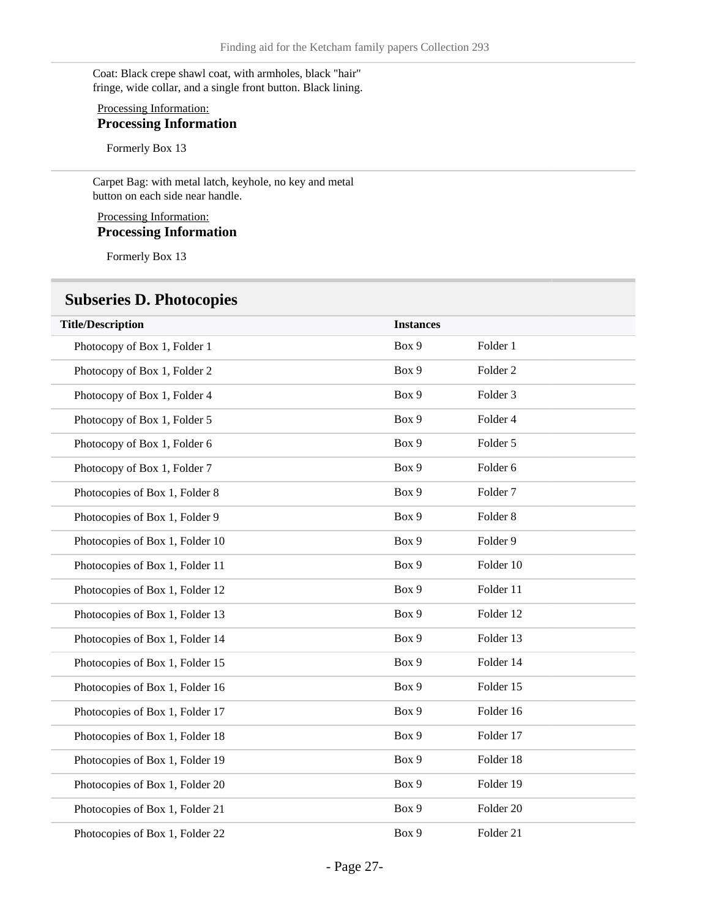Coat: Black crepe shawl coat, with armholes, black "hair" fringe, wide collar, and a single front button. Black lining.

Processing Information:
**Processing Information**

Formerly Box 13

Carpet Bag: with metal latch, keyhole, no key and metal button on each side near handle.

Processing Information:
**Processing Information**

Formerly Box 13

## Subseries D. Photocopies

| Title/Description | Instances | |
|---|---|---|
| Photocopy of Box 1, Folder 1 | Box 9 | Folder 1 |
| Photocopy of Box 1, Folder 2 | Box 9 | Folder 2 |
| Photocopy of Box 1, Folder 4 | Box 9 | Folder 3 |
| Photocopy of Box 1, Folder 5 | Box 9 | Folder 4 |
| Photocopy of Box 1, Folder 6 | Box 9 | Folder 5 |
| Photocopy of Box 1, Folder 7 | Box 9 | Folder 6 |
| Photocopies of Box 1, Folder 8 | Box 9 | Folder 7 |
| Photocopies of Box 1, Folder 9 | Box 9 | Folder 8 |
| Photocopies of Box 1, Folder 10 | Box 9 | Folder 9 |
| Photocopies of Box 1, Folder 11 | Box 9 | Folder 10 |
| Photocopies of Box 1, Folder 12 | Box 9 | Folder 11 |
| Photocopies of Box 1, Folder 13 | Box 9 | Folder 12 |
| Photocopies of Box 1, Folder 14 | Box 9 | Folder 13 |
| Photocopies of Box 1, Folder 15 | Box 9 | Folder 14 |
| Photocopies of Box 1, Folder 16 | Box 9 | Folder 15 |
| Photocopies of Box 1, Folder 17 | Box 9 | Folder 16 |
| Photocopies of Box 1, Folder 18 | Box 9 | Folder 17 |
| Photocopies of Box 1, Folder 19 | Box 9 | Folder 18 |
| Photocopies of Box 1, Folder 20 | Box 9 | Folder 19 |
| Photocopies of Box 1, Folder 21 | Box 9 | Folder 20 |
| Photocopies of Box 1, Folder 22 | Box 9 | Folder 21 |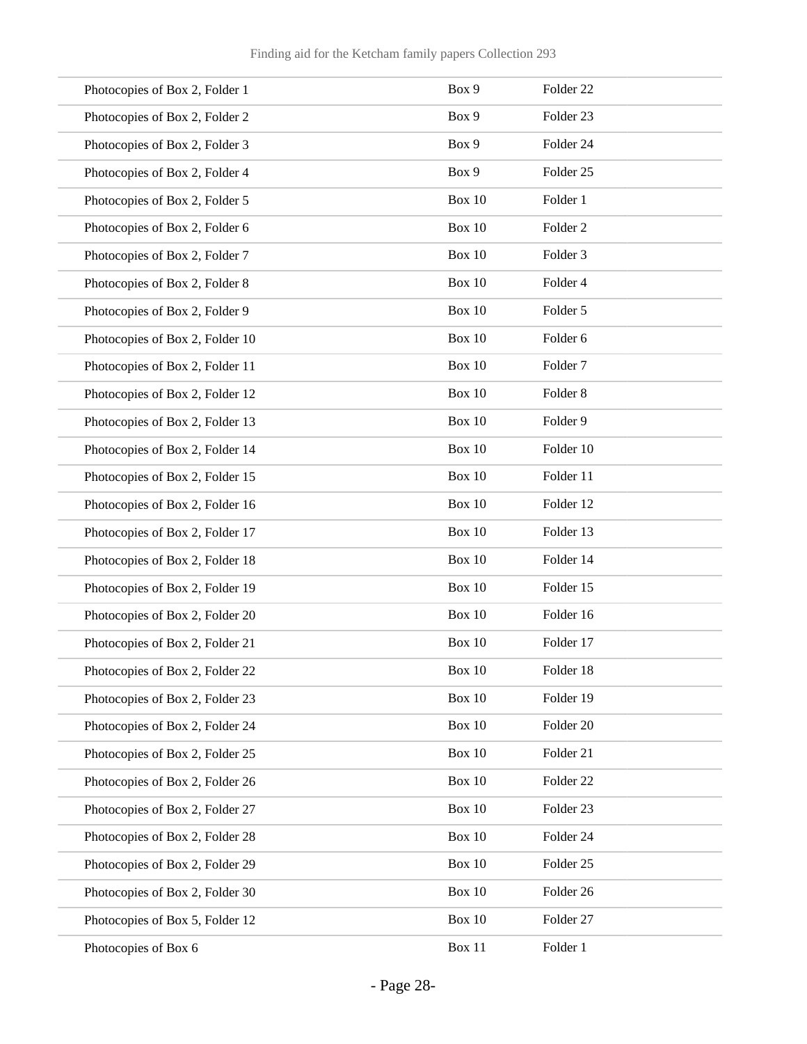| | | |
|---|---|---|
| Photocopies of Box 2, Folder 1 | Box 9 | Folder 22 |
| Photocopies of Box 2, Folder 2 | Box 9 | Folder 23 |
| Photocopies of Box 2, Folder 3 | Box 9 | Folder 24 |
| Photocopies of Box 2, Folder 4 | Box 9 | Folder 25 |
| Photocopies of Box 2, Folder 5 | Box 10 | Folder 1 |
| Photocopies of Box 2, Folder 6 | Box 10 | Folder 2 |
| Photocopies of Box 2, Folder 7 | Box 10 | Folder 3 |
| Photocopies of Box 2, Folder 8 | Box 10 | Folder 4 |
| Photocopies of Box 2, Folder 9 | Box 10 | Folder 5 |
| Photocopies of Box 2, Folder 10 | Box 10 | Folder 6 |
| Photocopies of Box 2, Folder 11 | Box 10 | Folder 7 |
| Photocopies of Box 2, Folder 12 | Box 10 | Folder 8 |
| Photocopies of Box 2, Folder 13 | Box 10 | Folder 9 |
| Photocopies of Box 2, Folder 14 | Box 10 | Folder 10 |
| Photocopies of Box 2, Folder 15 | Box 10 | Folder 11 |
| Photocopies of Box 2, Folder 16 | Box 10 | Folder 12 |
| Photocopies of Box 2, Folder 17 | Box 10 | Folder 13 |
| Photocopies of Box 2, Folder 18 | Box 10 | Folder 14 |
| Photocopies of Box 2, Folder 19 | Box 10 | Folder 15 |
| Photocopies of Box 2, Folder 20 | Box 10 | Folder 16 |
| Photocopies of Box 2, Folder 21 | Box 10 | Folder 17 |
| Photocopies of Box 2, Folder 22 | Box 10 | Folder 18 |
| Photocopies of Box 2, Folder 23 | Box 10 | Folder 19 |
| Photocopies of Box 2, Folder 24 | Box 10 | Folder 20 |
| Photocopies of Box 2, Folder 25 | Box 10 | Folder 21 |
| Photocopies of Box 2, Folder 26 | Box 10 | Folder 22 |
| Photocopies of Box 2, Folder 27 | Box 10 | Folder 23 |
| Photocopies of Box 2, Folder 28 | Box 10 | Folder 24 |
| Photocopies of Box 2, Folder 29 | Box 10 | Folder 25 |
| Photocopies of Box 2, Folder 30 | Box 10 | Folder 26 |
| Photocopies of Box 5, Folder 12 | Box 10 | Folder 27 |
| Photocopies of Box 6 | Box 11 | Folder 1 |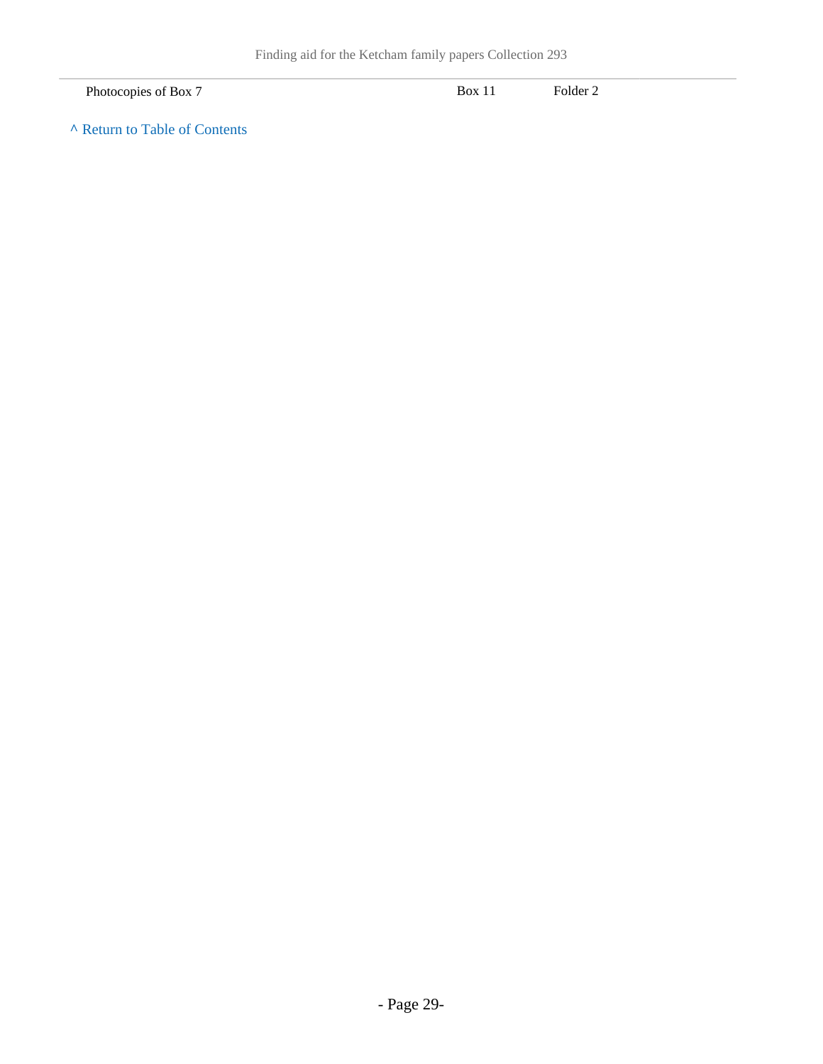| | | |
|---|---|---|
| Photocopies of Box 7 | Box 11 | Folder 2 |

^ Return to Table of Contents